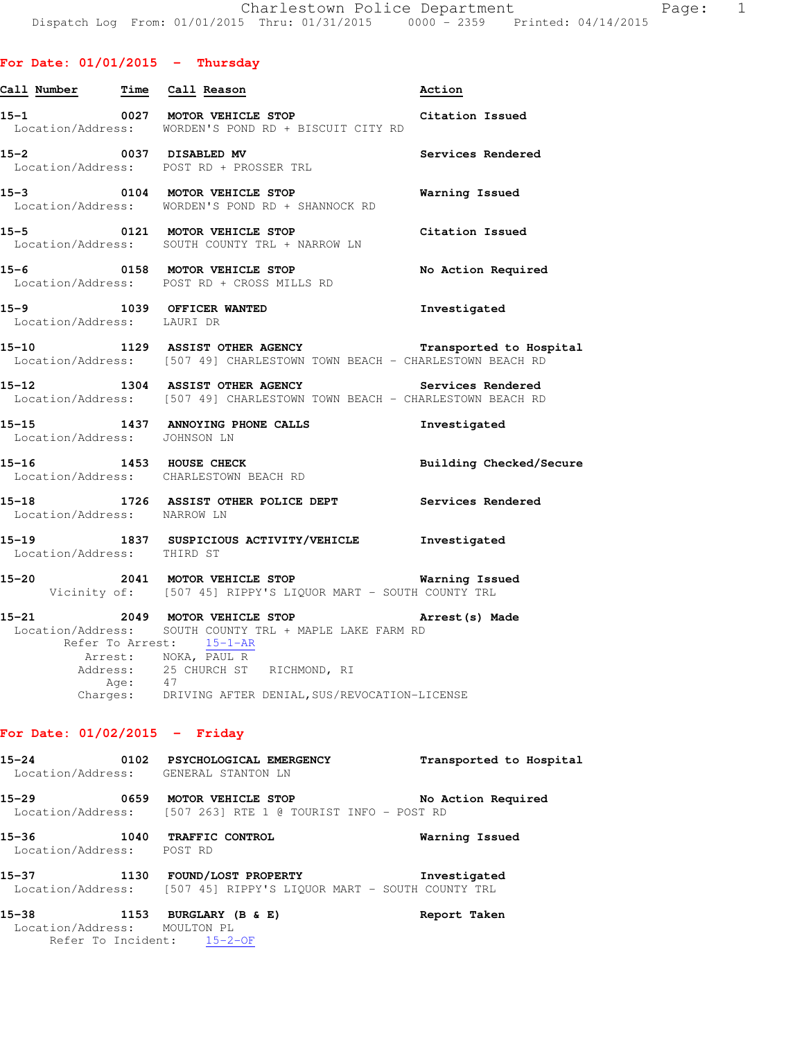Charlestown Police Department
Dispatch Log From: 01/01/2015 Thru: 01/31/2015 0000 - 2359 Printed: 04/14/2015

## For Date: 01/01/2015 - Thursday

| Call Number | Time | Call Reason | Action |
|---|---|---|---|

**15-1** 0027 MOTOR VEHICLE STOP — Citation Issued
Location/Address: WORDEN'S POND RD + BISCUIT CITY RD

**15-2** 0037 DISABLED MV — Services Rendered
Location/Address: POST RD + PROSSER TRL

**15-3** 0104 MOTOR VEHICLE STOP — Warning Issued
Location/Address: WORDEN'S POND RD + SHANNOCK RD

**15-5** 0121 MOTOR VEHICLE STOP — Citation Issued
Location/Address: SOUTH COUNTY TRL + NARROW LN

**15-6** 0158 MOTOR VEHICLE STOP — No Action Required
Location/Address: POST RD + CROSS MILLS RD

**15-9** 1039 OFFICER WANTED — Investigated
Location/Address: LAURI DR

**15-10** 1129 ASSIST OTHER AGENCY — Transported to Hospital
Location/Address: [507 49] CHARLESTOWN TOWN BEACH - CHARLESTOWN BEACH RD

**15-12** 1304 ASSIST OTHER AGENCY — Services Rendered
Location/Address: [507 49] CHARLESTOWN TOWN BEACH - CHARLESTOWN BEACH RD

**15-15** 1437 ANNOYING PHONE CALLS — Investigated
Location/Address: JOHNSON LN

**15-16** 1453 HOUSE CHECK — Building Checked/Secure
Location/Address: CHARLESTOWN BEACH RD

**15-18** 1726 ASSIST OTHER POLICE DEPT — Services Rendered
Location/Address: NARROW LN

**15-19** 1837 SUSPICIOUS ACTIVITY/VEHICLE — Investigated
Location/Address: THIRD ST

**15-20** 2041 MOTOR VEHICLE STOP — Warning Issued
Vicinity of: [507 45] RIPPY'S LIQUOR MART - SOUTH COUNTY TRL

**15-21** 2049 MOTOR VEHICLE STOP — Arrest(s) Made
Location/Address: SOUTH COUNTY TRL + MAPLE LAKE FARM RD
Refer To Arrest: 15-1-AR
Arrest: NOKA, PAUL R
Address: 25 CHURCH ST RICHMOND, RI
Age: 47
Charges: DRIVING AFTER DENIAL,SUS/REVOCATION-LICENSE

## For Date: 01/02/2015 - Friday

**15-24** 0102 PSYCHOLOGICAL EMERGENCY — Transported to Hospital
Location/Address: GENERAL STANTON LN

**15-29** 0659 MOTOR VEHICLE STOP — No Action Required
Location/Address: [507 263] RTE 1 @ TOURIST INFO - POST RD

**15-36** 1040 TRAFFIC CONTROL — Warning Issued
Location/Address: POST RD

**15-37** 1130 FOUND/LOST PROPERTY — Investigated
Location/Address: [507 45] RIPPY'S LIQUOR MART - SOUTH COUNTY TRL

**15-38** 1153 BURGLARY (B & E) — Report Taken
Location/Address: MOULTON PL
Refer To Incident: 15-2-OF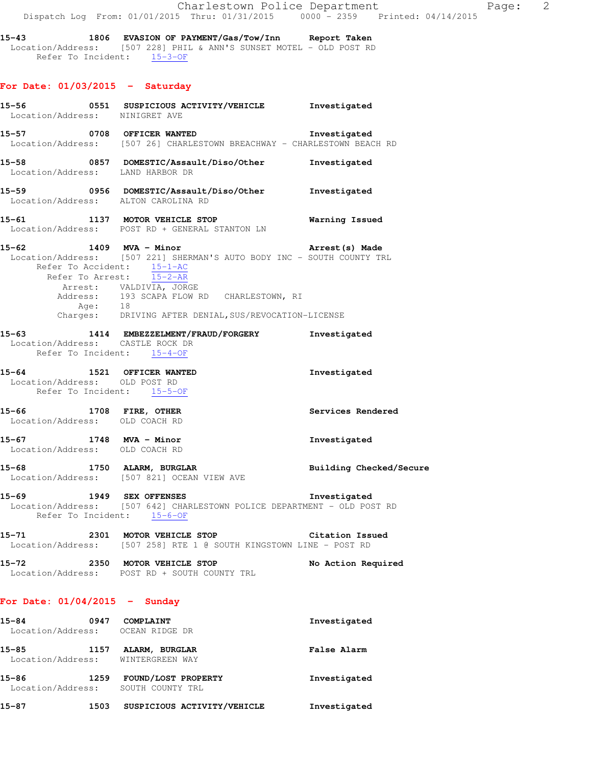**15-43 1806 EVASION OF PAYMENT/Gas/Tow/Inn** — **Report Taken**
Location/Address: [507 228] PHIL & ANN'S SUNSET MOTEL - OLD POST RD
Refer To Incident: 15-3-OF

## For Date: 01/03/2015 - Saturday

**15-56 0551 SUSPICIOUS ACTIVITY/VEHICLE** — **Investigated**
Location/Address: NINIGRET AVE

**15-57 0708 OFFICER WANTED** — **Investigated**
Location/Address: [507 26] CHARLESTOWN BREACHWAY - CHARLESTOWN BEACH RD

**15-58 0857 DOMESTIC/Assault/Diso/Other** — **Investigated**
Location/Address: LAND HARBOR DR

**15-59 0956 DOMESTIC/Assault/Diso/Other** — **Investigated**
Location/Address: ALTON CAROLINA RD

**15-61 1137 MOTOR VEHICLE STOP** — **Warning Issued**
Location/Address: POST RD + GENERAL STANTON LN

**15-62 1409 MVA - Minor** — **Arrest(s) Made**
Location/Address: [507 221] SHERMAN'S AUTO BODY INC - SOUTH COUNTY TRL
Refer To Accident: 15-1-AC
Refer To Arrest: 15-2-AR
Arrest: VALDIVIA, JORGE
Address: 193 SCAPA FLOW RD CHARLESTOWN, RI
Age: 18
Charges: DRIVING AFTER DENIAL,SUS/REVOCATION-LICENSE

**15-63 1414 EMBEZZELMENT/FRAUD/FORGERY** — **Investigated**
Location/Address: CASTLE ROCK DR
Refer To Incident: 15-4-OF

**15-64 1521 OFFICER WANTED** — **Investigated**
Location/Address: OLD POST RD
Refer To Incident: 15-5-OF

**15-66 1708 FIRE, OTHER** — **Services Rendered**
Location/Address: OLD COACH RD

**15-67 1748 MVA - Minor** — **Investigated**
Location/Address: OLD COACH RD

**15-68 1750 ALARM, BURGLAR** — **Building Checked/Secure**
Location/Address: [507 821] OCEAN VIEW AVE

**15-69 1949 SEX OFFENSES** — **Investigated**
Location/Address: [507 642] CHARLESTOWN POLICE DEPARTMENT - OLD POST RD
Refer To Incident: 15-6-OF

**15-71 2301 MOTOR VEHICLE STOP** — **Citation Issued**
Location/Address: [507 258] RTE 1 @ SOUTH KINGSTOWN LINE - POST RD

**15-72 2350 MOTOR VEHICLE STOP** — **No Action Required**
Location/Address: POST RD + SOUTH COUNTY TRL

## For Date: 01/04/2015 - Sunday

**15-84 0947 COMPLAINT** — **Investigated**
Location/Address: OCEAN RIDGE DR

**15-85 1157 ALARM, BURGLAR** — **False Alarm**
Location/Address: WINTERGREEN WAY

**15-86 1259 FOUND/LOST PROPERTY** — **Investigated**
Location/Address: SOUTH COUNTY TRL

**15-87 1503 SUSPICIOUS ACTIVITY/VEHICLE** — **Investigated**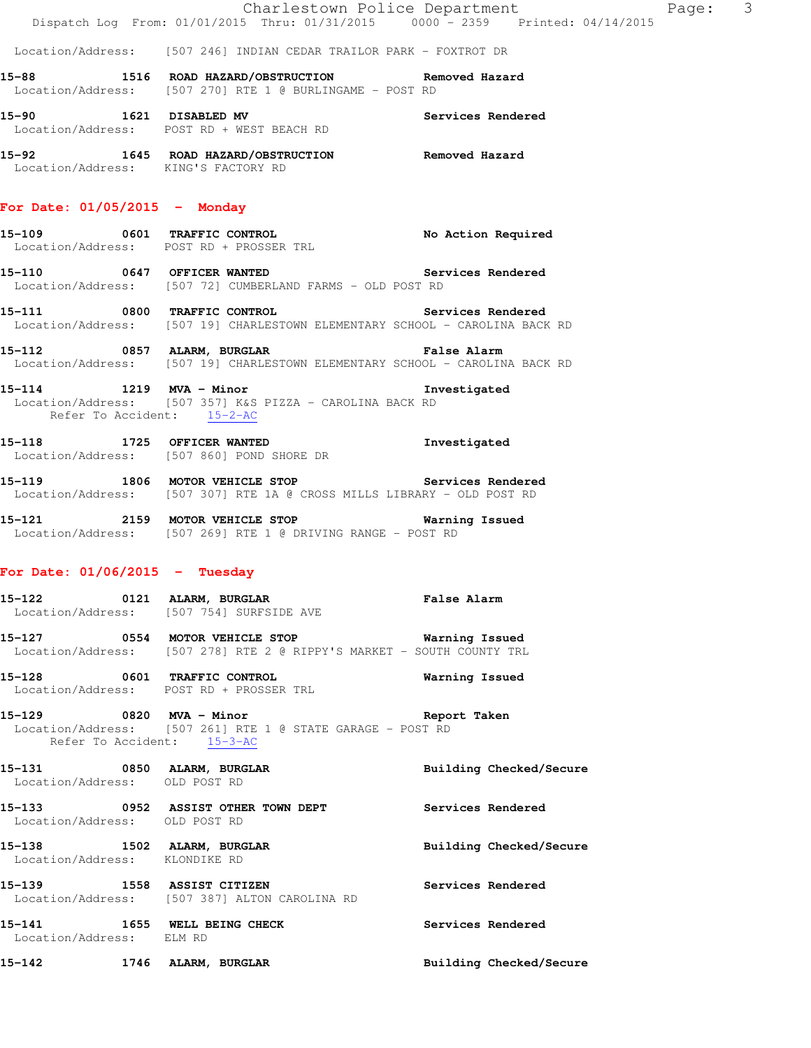Location/Address: [507 246] INDIAN CEDAR TRAILOR PARK - FOXTROT DR

**15-88 1516 ROAD HAZARD/OBSTRUCTION** Removed Hazard
Location/Address: [507 270] RTE 1 @ BURLINGAME - POST RD

**15-90 1621 DISABLED MV** Services Rendered
Location/Address: POST RD + WEST BEACH RD

**15-92 1645 ROAD HAZARD/OBSTRUCTION** Removed Hazard
Location/Address: KING'S FACTORY RD

## For Date: 01/05/2015 - Monday

**15-109 0601 TRAFFIC CONTROL** No Action Required
Location/Address: POST RD + PROSSER TRL

**15-110 0647 OFFICER WANTED** Services Rendered
Location/Address: [507 72] CUMBERLAND FARMS - OLD POST RD

**15-111 0800 TRAFFIC CONTROL** Services Rendered
Location/Address: [507 19] CHARLESTOWN ELEMENTARY SCHOOL - CAROLINA BACK RD

**15-112 0857 ALARM, BURGLAR** False Alarm
Location/Address: [507 19] CHARLESTOWN ELEMENTARY SCHOOL - CAROLINA BACK RD

**15-114 1219 MVA - Minor** Investigated
Location/Address: [507 357] K&S PIZZA - CAROLINA BACK RD
Refer To Accident: 15-2-AC

**15-118 1725 OFFICER WANTED** Investigated
Location/Address: [507 860] POND SHORE DR

**15-119 1806 MOTOR VEHICLE STOP** Services Rendered
Location/Address: [507 307] RTE 1A @ CROSS MILLS LIBRARY - OLD POST RD

**15-121 2159 MOTOR VEHICLE STOP** Warning Issued
Location/Address: [507 269] RTE 1 @ DRIVING RANGE - POST RD

## For Date: 01/06/2015 - Tuesday

**15-122 0121 ALARM, BURGLAR** False Alarm
Location/Address: [507 754] SURFSIDE AVE

**15-127 0554 MOTOR VEHICLE STOP** Warning Issued
Location/Address: [507 278] RTE 2 @ RIPPY'S MARKET - SOUTH COUNTY TRL

**15-128 0601 TRAFFIC CONTROL** Warning Issued
Location/Address: POST RD + PROSSER TRL

**15-129 0820 MVA - Minor** Report Taken
Location/Address: [507 261] RTE 1 @ STATE GARAGE - POST RD
Refer To Accident: 15-3-AC

**15-131 0850 ALARM, BURGLAR** Building Checked/Secure
Location/Address: OLD POST RD

**15-133 0952 ASSIST OTHER TOWN DEPT** Services Rendered
Location/Address: OLD POST RD

**15-138 1502 ALARM, BURGLAR** Building Checked/Secure
Location/Address: KLONDIKE RD

**15-139 1558 ASSIST CITIZEN** Services Rendered
Location/Address: [507 387] ALTON CAROLINA RD

**15-141 1655 WELL BEING CHECK** Services Rendered
Location/Address: ELM RD

**15-142 1746 ALARM, BURGLAR** Building Checked/Secure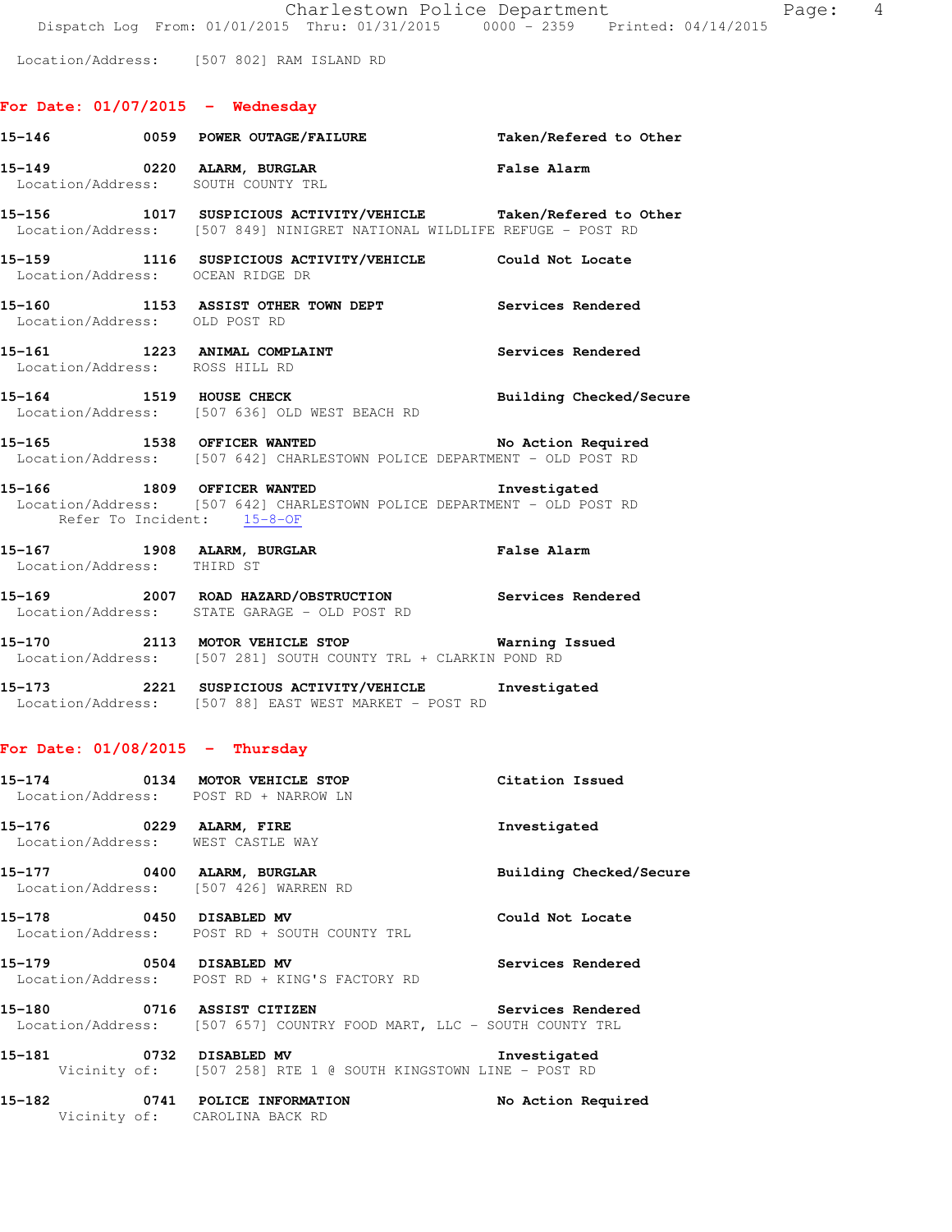Location/Address: [507 802] RAM ISLAND RD

## For Date: 01/07/2015 - Wednesday

**15-146 0059 POWER OUTAGE/FAILURE** Taken/Refered to Other

**15-149 0220 ALARM, BURGLAR** False Alarm
Location/Address: SOUTH COUNTY TRL

**15-156 1017 SUSPICIOUS ACTIVITY/VEHICLE** Taken/Refered to Other
Location/Address: [507 849] NINIGRET NATIONAL WILDLIFE REFUGE - POST RD

**15-159 1116 SUSPICIOUS ACTIVITY/VEHICLE** Could Not Locate
Location/Address: OCEAN RIDGE DR

**15-160 1153 ASSIST OTHER TOWN DEPT** Services Rendered
Location/Address: OLD POST RD

**15-161 1223 ANIMAL COMPLAINT** Services Rendered
Location/Address: ROSS HILL RD

**15-164 1519 HOUSE CHECK** Building Checked/Secure
Location/Address: [507 636] OLD WEST BEACH RD

**15-165 1538 OFFICER WANTED** No Action Required
Location/Address: [507 642] CHARLESTOWN POLICE DEPARTMENT - OLD POST RD

**15-166 1809 OFFICER WANTED** Investigated
Location/Address: [507 642] CHARLESTOWN POLICE DEPARTMENT - OLD POST RD
Refer To Incident: 15-8-OF

**15-167 1908 ALARM, BURGLAR** False Alarm
Location/Address: THIRD ST

**15-169 2007 ROAD HAZARD/OBSTRUCTION** Services Rendered
Location/Address: STATE GARAGE - OLD POST RD

**15-170 2113 MOTOR VEHICLE STOP** Warning Issued
Location/Address: [507 281] SOUTH COUNTY TRL + CLARKIN POND RD

**15-173 2221 SUSPICIOUS ACTIVITY/VEHICLE** Investigated
Location/Address: [507 88] EAST WEST MARKET - POST RD

## For Date: 01/08/2015 - Thursday

**15-174 0134 MOTOR VEHICLE STOP** Citation Issued
Location/Address: POST RD + NARROW LN

**15-176 0229 ALARM, FIRE** Investigated
Location/Address: WEST CASTLE WAY

**15-177 0400 ALARM, BURGLAR** Building Checked/Secure
Location/Address: [507 426] WARREN RD

**15-178 0450 DISABLED MV** Could Not Locate
Location/Address: POST RD + SOUTH COUNTY TRL

**15-179 0504 DISABLED MV** Services Rendered
Location/Address: POST RD + KING'S FACTORY RD

**15-180 0716 ASSIST CITIZEN** Services Rendered
Location/Address: [507 657] COUNTRY FOOD MART, LLC - SOUTH COUNTY TRL

**15-181 0732 DISABLED MV** Investigated
Vicinity of: [507 258] RTE 1 @ SOUTH KINGSTOWN LINE - POST RD

**15-182 0741 POLICE INFORMATION** No Action Required
Vicinity of: CAROLINA BACK RD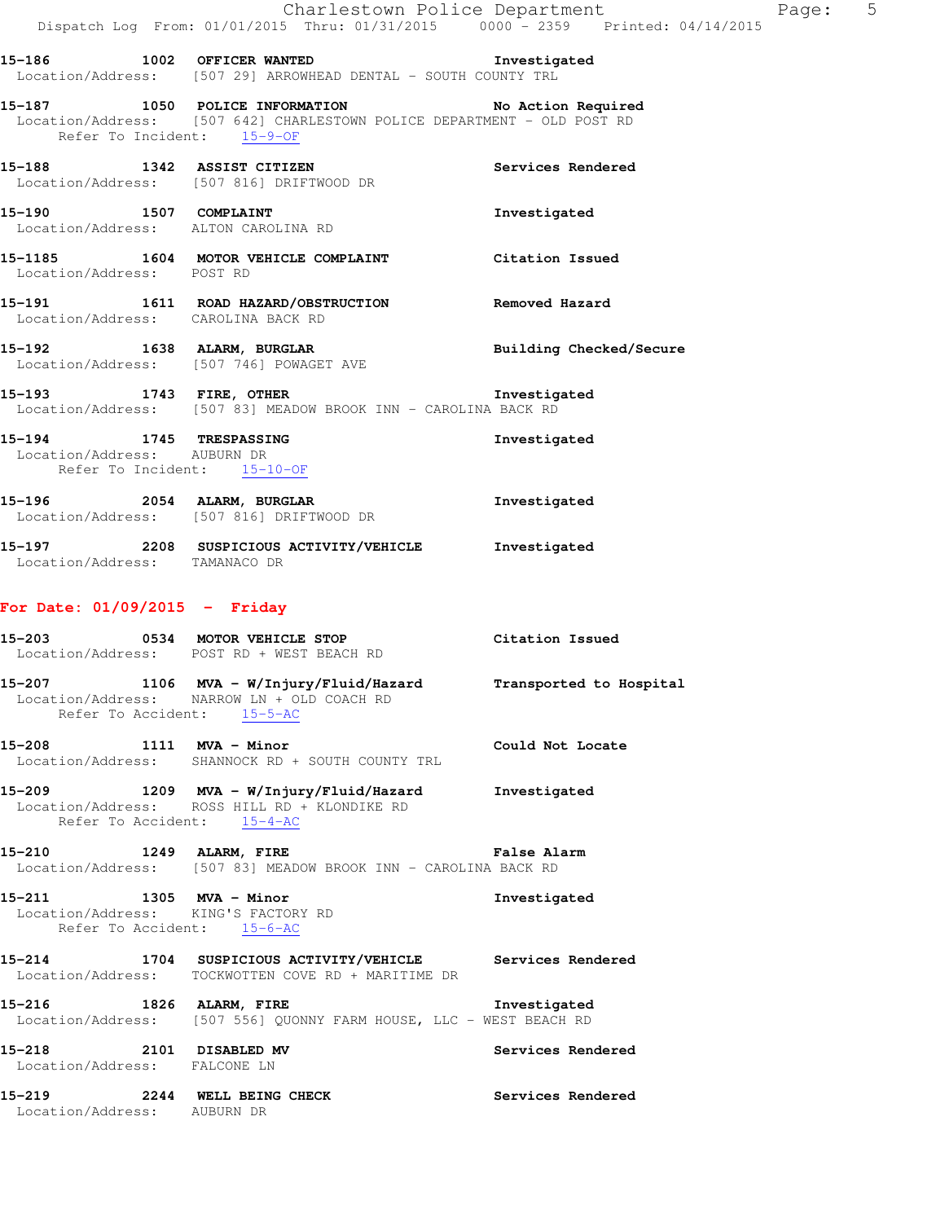**15-186** 1002 **OFFICER WANTED** Investigated
Location/Address: [507 29] ARROWHEAD DENTAL - SOUTH COUNTY TRL

**15-187** 1050 **POLICE INFORMATION** No Action Required
Location/Address: [507 642] CHARLESTOWN POLICE DEPARTMENT - OLD POST RD
Refer To Incident: 15-9-OF

**15-188** 1342 **ASSIST CITIZEN** Services Rendered
Location/Address: [507 816] DRIFTWOOD DR

**15-190** 1507 **COMPLAINT** Investigated
Location/Address: ALTON CAROLINA RD

**15-1185** 1604 **MOTOR VEHICLE COMPLAINT** Citation Issued
Location/Address: POST RD

**15-191** 1611 **ROAD HAZARD/OBSTRUCTION** Removed Hazard
Location/Address: CAROLINA BACK RD

**15-192** 1638 **ALARM, BURGLAR** Building Checked/Secure
Location/Address: [507 746] POWAGET AVE

**15-193** 1743 **FIRE, OTHER** Investigated
Location/Address: [507 83] MEADOW BROOK INN - CAROLINA BACK RD

**15-194** 1745 **TRESPASSING** Investigated
Location/Address: AUBURN DR
Refer To Incident: 15-10-OF

**15-196** 2054 **ALARM, BURGLAR** Investigated
Location/Address: [507 816] DRIFTWOOD DR

**15-197** 2208 **SUSPICIOUS ACTIVITY/VEHICLE** Investigated
Location/Address: TAMANACO DR

## For Date: 01/09/2015 - Friday

**15-203** 0534 **MOTOR VEHICLE STOP** Citation Issued
Location/Address: POST RD + WEST BEACH RD

**15-207** 1106 **MVA - W/Injury/Fluid/Hazard** Transported to Hospital
Location/Address: NARROW LN + OLD COACH RD
Refer To Accident: 15-5-AC

**15-208** 1111 **MVA - Minor** Could Not Locate
Location/Address: SHANNOCK RD + SOUTH COUNTY TRL

**15-209** 1209 **MVA - W/Injury/Fluid/Hazard** Investigated
Location/Address: ROSS HILL RD + KLONDIKE RD
Refer To Accident: 15-4-AC

**15-210** 1249 **ALARM, FIRE** False Alarm
Location/Address: [507 83] MEADOW BROOK INN - CAROLINA BACK RD

**15-211** 1305 **MVA - Minor** Investigated
Location/Address: KING'S FACTORY RD
Refer To Accident: 15-6-AC

**15-214** 1704 **SUSPICIOUS ACTIVITY/VEHICLE** Services Rendered
Location/Address: TOCKWOTTEN COVE RD + MARITIME DR

**15-216** 1826 **ALARM, FIRE** Investigated
Location/Address: [507 556] QUONNY FARM HOUSE, LLC - WEST BEACH RD

**15-218** 2101 **DISABLED MV** Services Rendered
Location/Address: FALCONE LN

**15-219** 2244 **WELL BEING CHECK** Services Rendered
Location/Address: AUBURN DR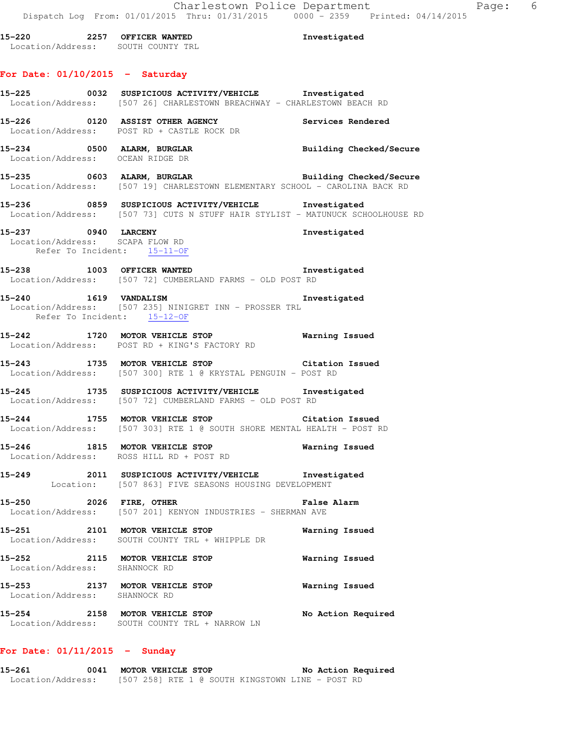15-220 2257 OFFICER WANTED Investigated
Location/Address: SOUTH COUNTY TRL

## For Date: 01/10/2015 - Saturday

15-225 0032 SUSPICIOUS ACTIVITY/VEHICLE Investigated
Location/Address: [507 26] CHARLESTOWN BREACHWAY - CHARLESTOWN BEACH RD

15-226 0120 ASSIST OTHER AGENCY Services Rendered
Location/Address: POST RD + CASTLE ROCK DR

15-234 0500 ALARM, BURGLAR Building Checked/Secure
Location/Address: OCEAN RIDGE DR

15-235 0603 ALARM, BURGLAR Building Checked/Secure
Location/Address: [507 19] CHARLESTOWN ELEMENTARY SCHOOL - CAROLINA BACK RD

15-236 0859 SUSPICIOUS ACTIVITY/VEHICLE Investigated
Location/Address: [507 73] CUTS N STUFF HAIR STYLIST - MATUNUCK SCHOOLHOUSE RD

15-237 0940 LARCENY Investigated
Location/Address: SCAPA FLOW RD
Refer To Incident: 15-11-OF

15-238 1003 OFFICER WANTED Investigated
Location/Address: [507 72] CUMBERLAND FARMS - OLD POST RD

15-240 1619 VANDALISM Investigated
Location/Address: [507 235] NINIGRET INN - PROSSER TRL
Refer To Incident: 15-12-OF

15-242 1720 MOTOR VEHICLE STOP Warning Issued
Location/Address: POST RD + KING'S FACTORY RD

15-243 1735 MOTOR VEHICLE STOP Citation Issued
Location/Address: [507 300] RTE 1 @ KRYSTAL PENGUIN - POST RD

15-245 1735 SUSPICIOUS ACTIVITY/VEHICLE Investigated
Location/Address: [507 72] CUMBERLAND FARMS - OLD POST RD

15-244 1755 MOTOR VEHICLE STOP Citation Issued
Location/Address: [507 303] RTE 1 @ SOUTH SHORE MENTAL HEALTH - POST RD

15-246 1815 MOTOR VEHICLE STOP Warning Issued
Location/Address: ROSS HILL RD + POST RD

15-249 2011 SUSPICIOUS ACTIVITY/VEHICLE Investigated
Location: [507 863] FIVE SEASONS HOUSING DEVELOPMENT

15-250 2026 FIRE, OTHER False Alarm
Location/Address: [507 201] KENYON INDUSTRIES - SHERMAN AVE

15-251 2101 MOTOR VEHICLE STOP Warning Issued
Location/Address: SOUTH COUNTY TRL + WHIPPLE DR

15-252 2115 MOTOR VEHICLE STOP Warning Issued
Location/Address: SHANNOCK RD

15-253 2137 MOTOR VEHICLE STOP Warning Issued
Location/Address: SHANNOCK RD

15-254 2158 MOTOR VEHICLE STOP No Action Required
Location/Address: SOUTH COUNTY TRL + NARROW LN

## For Date: 01/11/2015 - Sunday

15-261 0041 MOTOR VEHICLE STOP No Action Required
Location/Address: [507 258] RTE 1 @ SOUTH KINGSTOWN LINE - POST RD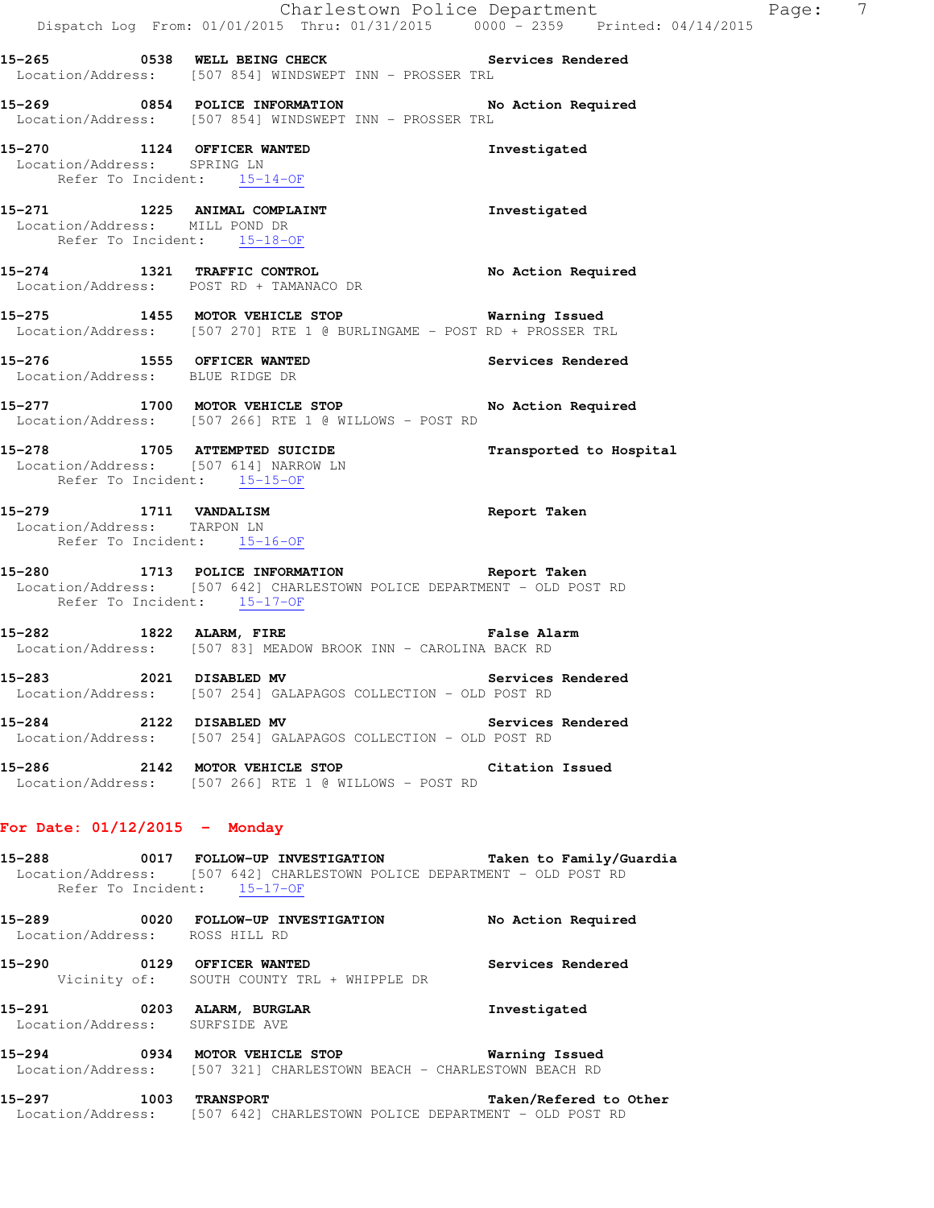**15-265 0538 WELL BEING CHECK** Services Rendered
Location/Address: [507 854] WINDSWEPT INN - PROSSER TRL

**15-269 0854 POLICE INFORMATION** No Action Required
Location/Address: [507 854] WINDSWEPT INN - PROSSER TRL

**15-270 1124 OFFICER WANTED** Investigated
Location/Address: SPRING LN
Refer To Incident: 15-14-OF

**15-271 1225 ANIMAL COMPLAINT** Investigated
Location/Address: MILL POND DR
Refer To Incident: 15-18-OF

**15-274 1321 TRAFFIC CONTROL** No Action Required
Location/Address: POST RD + TAMANACO DR

**15-275 1455 MOTOR VEHICLE STOP** Warning Issued
Location/Address: [507 270] RTE 1 @ BURLINGAME - POST RD + PROSSER TRL

**15-276 1555 OFFICER WANTED** Services Rendered
Location/Address: BLUE RIDGE DR

**15-277 1700 MOTOR VEHICLE STOP** No Action Required
Location/Address: [507 266] RTE 1 @ WILLOWS - POST RD

**15-278 1705 ATTEMPTED SUICIDE** Transported to Hospital
Location/Address: [507 614] NARROW LN
Refer To Incident: 15-15-OF

**15-279 1711 VANDALISM** Report Taken
Location/Address: TARPON LN
Refer To Incident: 15-16-OF

**15-280 1713 POLICE INFORMATION** Report Taken
Location/Address: [507 642] CHARLESTOWN POLICE DEPARTMENT - OLD POST RD
Refer To Incident: 15-17-OF

**15-282 1822 ALARM, FIRE** False Alarm
Location/Address: [507 83] MEADOW BROOK INN - CAROLINA BACK RD

**15-283 2021 DISABLED MV** Services Rendered
Location/Address: [507 254] GALAPAGOS COLLECTION - OLD POST RD

**15-284 2122 DISABLED MV** Services Rendered
Location/Address: [507 254] GALAPAGOS COLLECTION - OLD POST RD

**15-286 2142 MOTOR VEHICLE STOP** Citation Issued
Location/Address: [507 266] RTE 1 @ WILLOWS - POST RD

## For Date: 01/12/2015 - Monday

**15-288 0017 FOLLOW-UP INVESTIGATION** Taken to Family/Guardia
Location/Address: [507 642] CHARLESTOWN POLICE DEPARTMENT - OLD POST RD
Refer To Incident: 15-17-OF

**15-289 0020 FOLLOW-UP INVESTIGATION** No Action Required
Location/Address: ROSS HILL RD

**15-290 0129 OFFICER WANTED** Services Rendered
Vicinity of: SOUTH COUNTY TRL + WHIPPLE DR

**15-291 0203 ALARM, BURGLAR** Investigated
Location/Address: SURFSIDE AVE

**15-294 0934 MOTOR VEHICLE STOP** Warning Issued
Location/Address: [507 321] CHARLESTOWN BEACH - CHARLESTOWN BEACH RD

**15-297 1003 TRANSPORT** Taken/Refered to Other
Location/Address: [507 642] CHARLESTOWN POLICE DEPARTMENT - OLD POST RD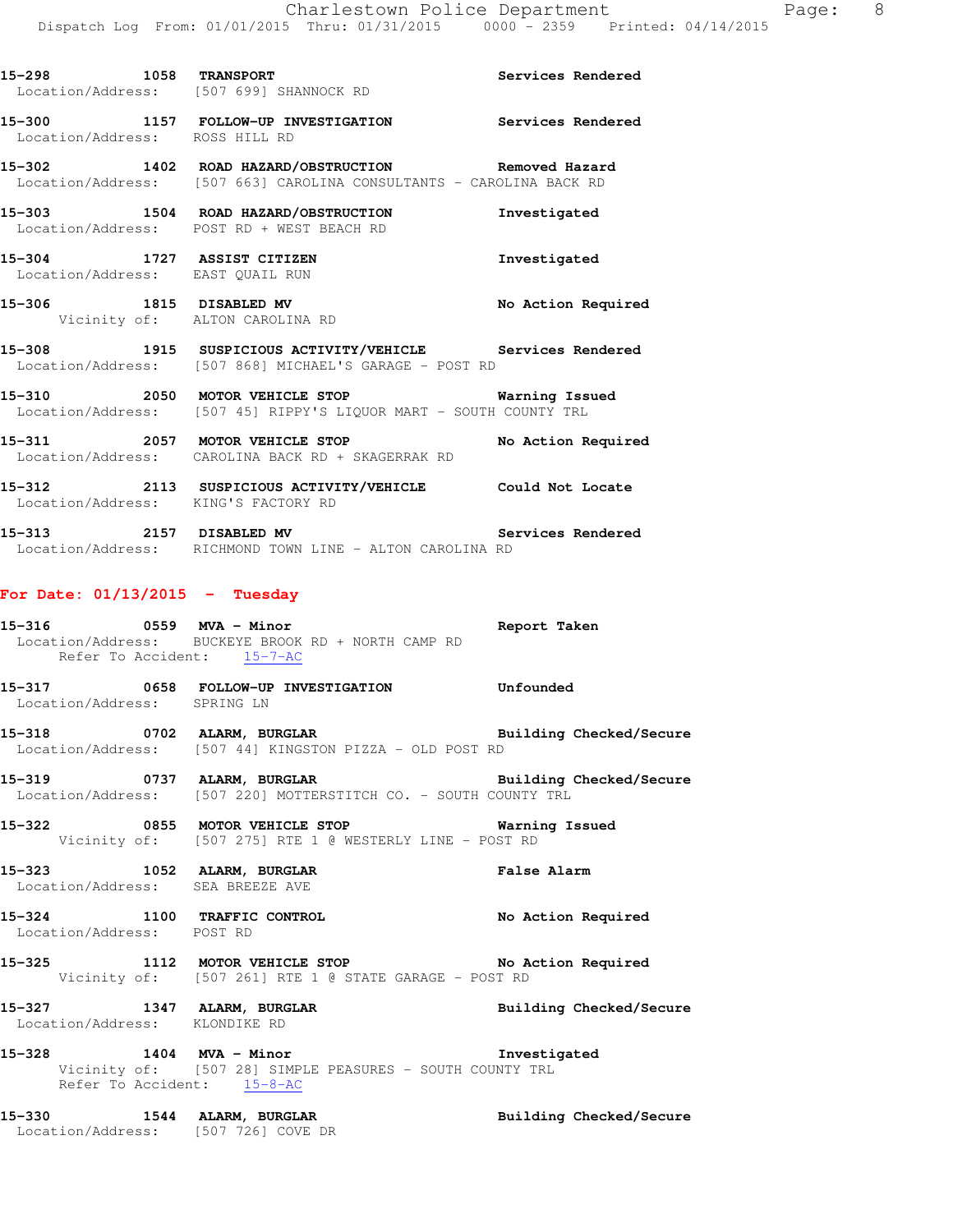**15-298** 1058 **TRANSPORT** **Services Rendered**
Location/Address: [507 699] SHANNOCK RD

**15-300** 1157 **FOLLOW-UP INVESTIGATION** **Services Rendered**
Location/Address: ROSS HILL RD

**15-302** 1402 **ROAD HAZARD/OBSTRUCTION** **Removed Hazard**
Location/Address: [507 663] CAROLINA CONSULTANTS - CAROLINA BACK RD

**15-303** 1504 **ROAD HAZARD/OBSTRUCTION** **Investigated**
Location/Address: POST RD + WEST BEACH RD

**15-304** 1727 **ASSIST CITIZEN** **Investigated**
Location/Address: EAST QUAIL RUN

**15-306** 1815 **DISABLED MV** **No Action Required**
Vicinity of: ALTON CAROLINA RD

**15-308** 1915 **SUSPICIOUS ACTIVITY/VEHICLE** **Services Rendered**
Location/Address: [507 868] MICHAEL'S GARAGE - POST RD

**15-310** 2050 **MOTOR VEHICLE STOP** **Warning Issued**
Location/Address: [507 45] RIPPY'S LIQUOR MART - SOUTH COUNTY TRL

**15-311** 2057 **MOTOR VEHICLE STOP** **No Action Required**
Location/Address: CAROLINA BACK RD + SKAGERRAK RD

**15-312** 2113 **SUSPICIOUS ACTIVITY/VEHICLE** **Could Not Locate**
Location/Address: KING'S FACTORY RD

**15-313** 2157 **DISABLED MV** **Services Rendered**
Location/Address: RICHMOND TOWN LINE - ALTON CAROLINA RD

## For Date: 01/13/2015 - Tuesday

**15-316** 0559 **MVA - Minor** **Report Taken**
Location/Address: BUCKEYE BROOK RD + NORTH CAMP RD
Refer To Accident: 15-7-AC

**15-317** 0658 **FOLLOW-UP INVESTIGATION** **Unfounded**
Location/Address: SPRING LN

**15-318** 0702 **ALARM, BURGLAR** **Building Checked/Secure**
Location/Address: [507 44] KINGSTON PIZZA - OLD POST RD

**15-319** 0737 **ALARM, BURGLAR** **Building Checked/Secure**
Location/Address: [507 220] MOTTERSTITCH CO. - SOUTH COUNTY TRL

**15-322** 0855 **MOTOR VEHICLE STOP** **Warning Issued**
Vicinity of: [507 275] RTE 1 @ WESTERLY LINE - POST RD

**15-323** 1052 **ALARM, BURGLAR** **False Alarm**
Location/Address: SEA BREEZE AVE

**15-324** 1100 **TRAFFIC CONTROL** **No Action Required**
Location/Address: POST RD

**15-325** 1112 **MOTOR VEHICLE STOP** **No Action Required**
Vicinity of: [507 261] RTE 1 @ STATE GARAGE - POST RD

**15-327** 1347 **ALARM, BURGLAR** **Building Checked/Secure**
Location/Address: KLONDIKE RD

**15-328** 1404 **MVA - Minor** **Investigated**
Vicinity of: [507 28] SIMPLE PEASURES - SOUTH COUNTY TRL
Refer To Accident: 15-8-AC

**15-330** 1544 **ALARM, BURGLAR** **Building Checked/Secure**
Location/Address: [507 726] COVE DR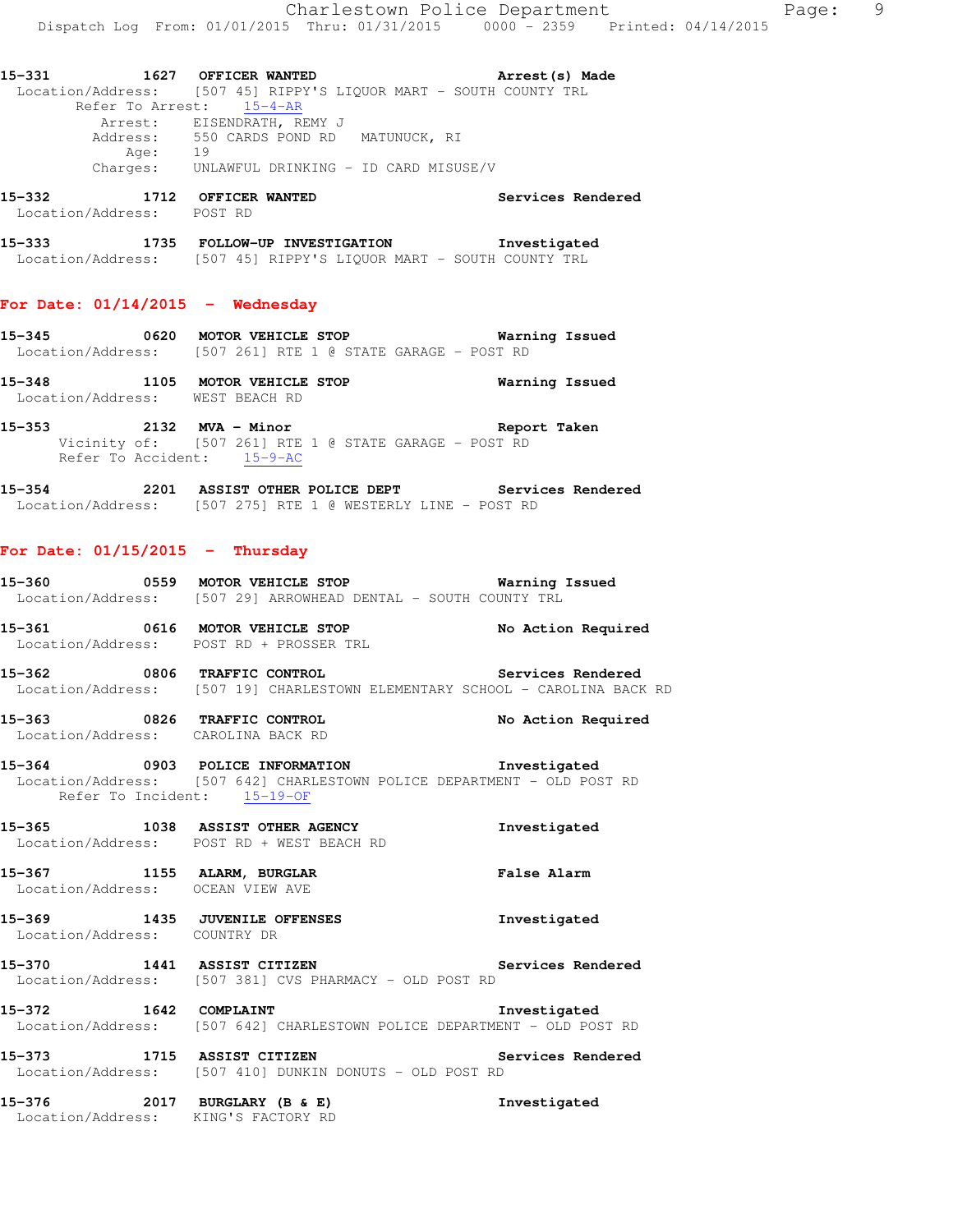**15-331 1627 OFFICER WANTED** **Arrest(s) Made**
Location/Address: [507 45] RIPPY'S LIQUOR MART - SOUTH COUNTY TRL
Refer To Arrest: 15-4-AR
Arrest: EISENDRATH, REMY J
Address: 550 CARDS POND RD MATUNUCK, RI
Age: 19
Charges: UNLAWFUL DRINKING - ID CARD MISUSE/V

**15-332 1712 OFFICER WANTED** **Services Rendered**
Location/Address: POST RD

**15-333 1735 FOLLOW-UP INVESTIGATION** **Investigated**
Location/Address: [507 45] RIPPY'S LIQUOR MART - SOUTH COUNTY TRL

## For Date: 01/14/2015 - Wednesday

**15-345 0620 MOTOR VEHICLE STOP** **Warning Issued**
Location/Address: [507 261] RTE 1 @ STATE GARAGE - POST RD

**15-348 1105 MOTOR VEHICLE STOP** **Warning Issued**
Location/Address: WEST BEACH RD

**15-353 2132 MVA - Minor** **Report Taken**
Vicinity of: [507 261] RTE 1 @ STATE GARAGE - POST RD
Refer To Accident: 15-9-AC

**15-354 2201 ASSIST OTHER POLICE DEPT** **Services Rendered**
Location/Address: [507 275] RTE 1 @ WESTERLY LINE - POST RD

## For Date: 01/15/2015 - Thursday

**15-360 0559 MOTOR VEHICLE STOP** **Warning Issued**
Location/Address: [507 29] ARROWHEAD DENTAL - SOUTH COUNTY TRL

**15-361 0616 MOTOR VEHICLE STOP** **No Action Required**
Location/Address: POST RD + PROSSER TRL

**15-362 0806 TRAFFIC CONTROL** **Services Rendered**
Location/Address: [507 19] CHARLESTOWN ELEMENTARY SCHOOL - CAROLINA BACK RD

**15-363 0826 TRAFFIC CONTROL** **No Action Required**
Location/Address: CAROLINA BACK RD

**15-364 0903 POLICE INFORMATION** **Investigated**
Location/Address: [507 642] CHARLESTOWN POLICE DEPARTMENT - OLD POST RD
Refer To Incident: 15-19-OF

**15-365 1038 ASSIST OTHER AGENCY** **Investigated**
Location/Address: POST RD + WEST BEACH RD

**15-367 1155 ALARM, BURGLAR** **False Alarm**
Location/Address: OCEAN VIEW AVE

**15-369 1435 JUVENILE OFFENSES** **Investigated**
Location/Address: COUNTRY DR

**15-370 1441 ASSIST CITIZEN** **Services Rendered**
Location/Address: [507 381] CVS PHARMACY - OLD POST RD

**15-372 1642 COMPLAINT** **Investigated**
Location/Address: [507 642] CHARLESTOWN POLICE DEPARTMENT - OLD POST RD

**15-373 1715 ASSIST CITIZEN** **Services Rendered**
Location/Address: [507 410] DUNKIN DONUTS - OLD POST RD

**15-376 2017 BURGLARY (B & E)** **Investigated**
Location/Address: KING'S FACTORY RD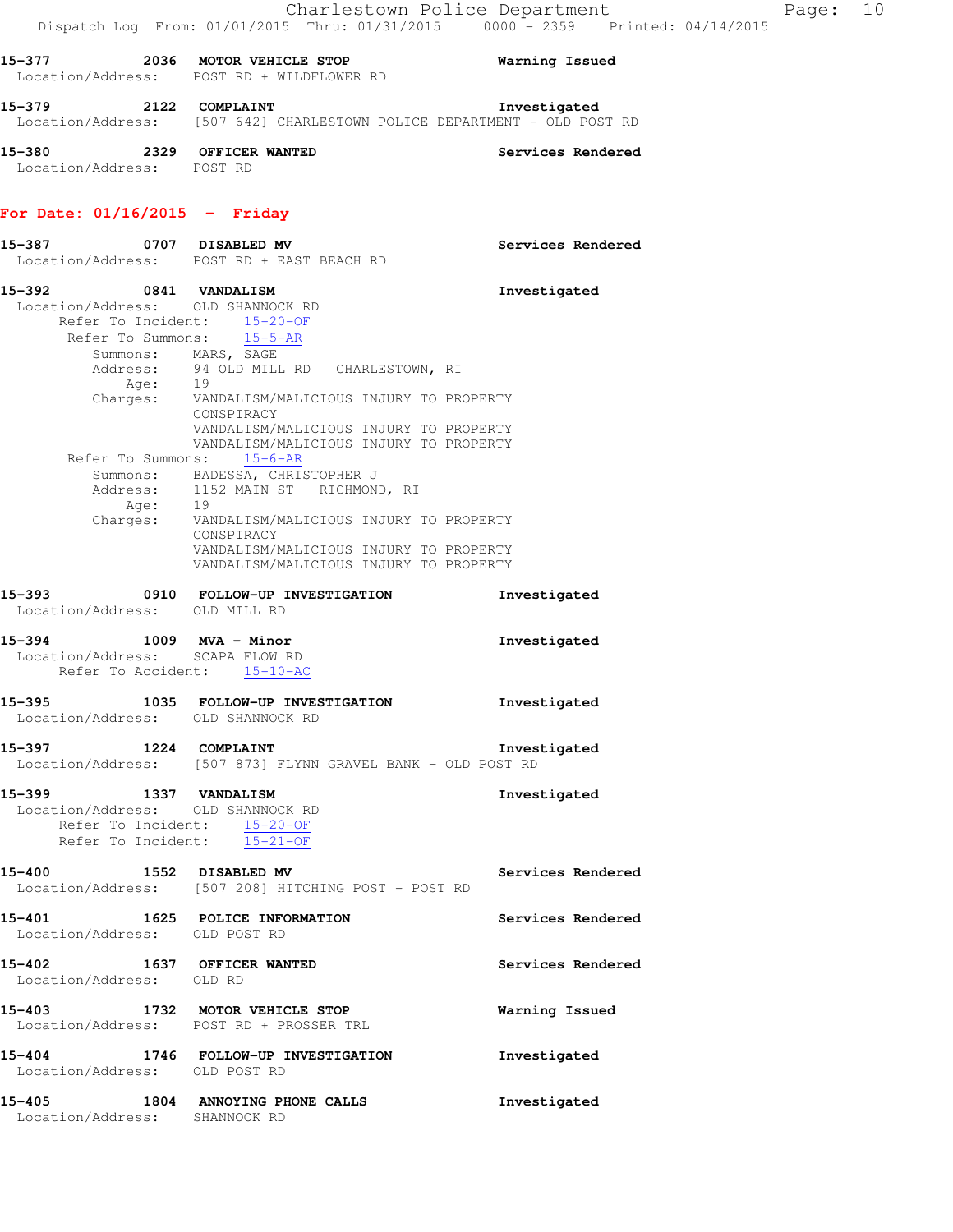15-377 2036 MOTOR VEHICLE STOP Warning Issued
Location/Address: POST RD + WILDFLOWER RD

15-379 2122 COMPLAINT Investigated
Location/Address: [507 642] CHARLESTOWN POLICE DEPARTMENT - OLD POST RD

15-380 2329 OFFICER WANTED Services Rendered
Location/Address: POST RD

## For Date: 01/16/2015 - Friday

15-387 0707 DISABLED MV Services Rendered
Location/Address: POST RD + EAST BEACH RD

15-392 0841 VANDALISM Investigated
Location/Address: OLD SHANNOCK RD
Refer To Incident: 15-20-OF
Refer To Summons: 15-5-AR
Summons: MARS, SAGE
Address: 94 OLD MILL RD CHARLESTOWN, RI
Age: 19
Charges: VANDALISM/MALICIOUS INJURY TO PROPERTY
CONSPIRACY
VANDALISM/MALICIOUS INJURY TO PROPERTY
VANDALISM/MALICIOUS INJURY TO PROPERTY
Refer To Summons: 15-6-AR
Summons: BADESSA, CHRISTOPHER J
Address: 1152 MAIN ST RICHMOND, RI
Age: 19
Charges: VANDALISM/MALICIOUS INJURY TO PROPERTY
CONSPIRACY
VANDALISM/MALICIOUS INJURY TO PROPERTY
VANDALISM/MALICIOUS INJURY TO PROPERTY

15-393 0910 FOLLOW-UP INVESTIGATION Investigated
Location/Address: OLD MILL RD

15-394 1009 MVA - Minor Investigated
Location/Address: SCAPA FLOW RD
Refer To Accident: 15-10-AC

15-395 1035 FOLLOW-UP INVESTIGATION Investigated
Location/Address: OLD SHANNOCK RD

15-397 1224 COMPLAINT Investigated
Location/Address: [507 873] FLYNN GRAVEL BANK - OLD POST RD

15-399 1337 VANDALISM Investigated
Location/Address: OLD SHANNOCK RD
Refer To Incident: 15-20-OF
Refer To Incident: 15-21-OF

15-400 1552 DISABLED MV Services Rendered
Location/Address: [507 208] HITCHING POST - POST RD

15-401 1625 POLICE INFORMATION Services Rendered
Location/Address: OLD POST RD

15-402 1637 OFFICER WANTED Services Rendered
Location/Address: OLD RD

15-403 1732 MOTOR VEHICLE STOP Warning Issued
Location/Address: POST RD + PROSSER TRL

15-404 1746 FOLLOW-UP INVESTIGATION Investigated
Location/Address: OLD POST RD

15-405 1804 ANNOYING PHONE CALLS Investigated
Location/Address: SHANNOCK RD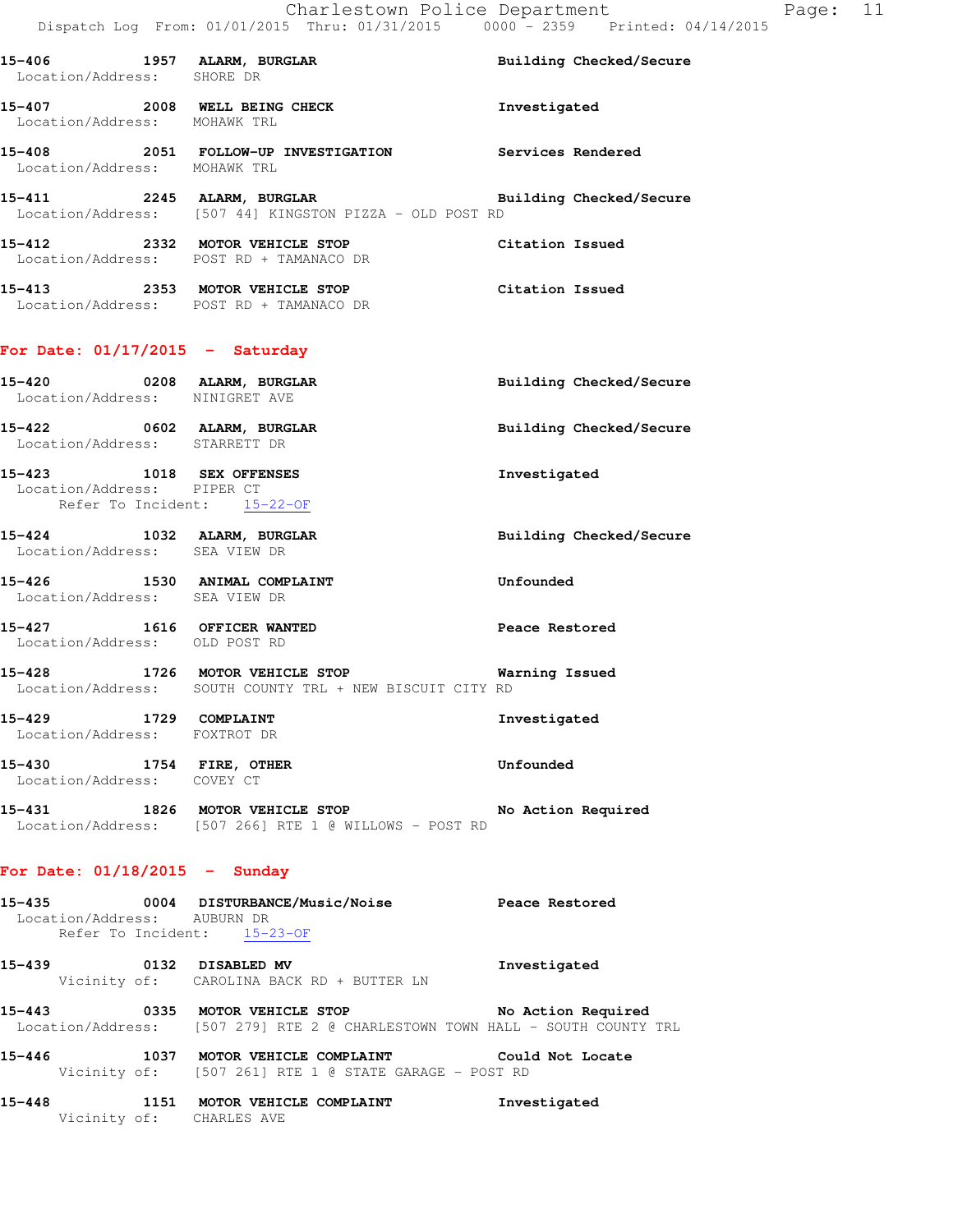**15-406 1957 ALARM, BURGLAR** — Building Checked/Secure
Location/Address: SHORE DR

**15-407 2008 WELL BEING CHECK** — Investigated
Location/Address: MOHAWK TRL

**15-408 2051 FOLLOW-UP INVESTIGATION** — Services Rendered
Location/Address: MOHAWK TRL

**15-411 2245 ALARM, BURGLAR** — Building Checked/Secure
Location/Address: [507 44] KINGSTON PIZZA - OLD POST RD

**15-412 2332 MOTOR VEHICLE STOP** — Citation Issued
Location/Address: POST RD + TAMANACO DR

**15-413 2353 MOTOR VEHICLE STOP** — Citation Issued
Location/Address: POST RD + TAMANACO DR

## For Date: 01/17/2015 - Saturday

**15-420 0208 ALARM, BURGLAR** — Building Checked/Secure
Location/Address: NINIGRET AVE

**15-422 0602 ALARM, BURGLAR** — Building Checked/Secure
Location/Address: STARRETT DR

**15-423 1018 SEX OFFENSES** — Investigated
Location/Address: PIPER CT
Refer To Incident: 15-22-OF

**15-424 1032 ALARM, BURGLAR** — Building Checked/Secure
Location/Address: SEA VIEW DR

**15-426 1530 ANIMAL COMPLAINT** — Unfounded
Location/Address: SEA VIEW DR

**15-427 1616 OFFICER WANTED** — Peace Restored
Location/Address: OLD POST RD

**15-428 1726 MOTOR VEHICLE STOP** — Warning Issued
Location/Address: SOUTH COUNTY TRL + NEW BISCUIT CITY RD

**15-429 1729 COMPLAINT** — Investigated
Location/Address: FOXTROT DR

**15-430 1754 FIRE, OTHER** — Unfounded
Location/Address: COVEY CT

**15-431 1826 MOTOR VEHICLE STOP** — No Action Required
Location/Address: [507 266] RTE 1 @ WILLOWS - POST RD

## For Date: 01/18/2015 - Sunday

**15-435 0004 DISTURBANCE/Music/Noise** — Peace Restored
Location/Address: AUBURN DR
Refer To Incident: 15-23-OF

**15-439 0132 DISABLED MV** — Investigated
Vicinity of: CAROLINA BACK RD + BUTTER LN

**15-443 0335 MOTOR VEHICLE STOP** — No Action Required
Location/Address: [507 279] RTE 2 @ CHARLESTOWN TOWN HALL - SOUTH COUNTY TRL

**15-446 1037 MOTOR VEHICLE COMPLAINT** — Could Not Locate
Vicinity of: [507 261] RTE 1 @ STATE GARAGE - POST RD

**15-448 1151 MOTOR VEHICLE COMPLAINT** — Investigated
Vicinity of: CHARLES AVE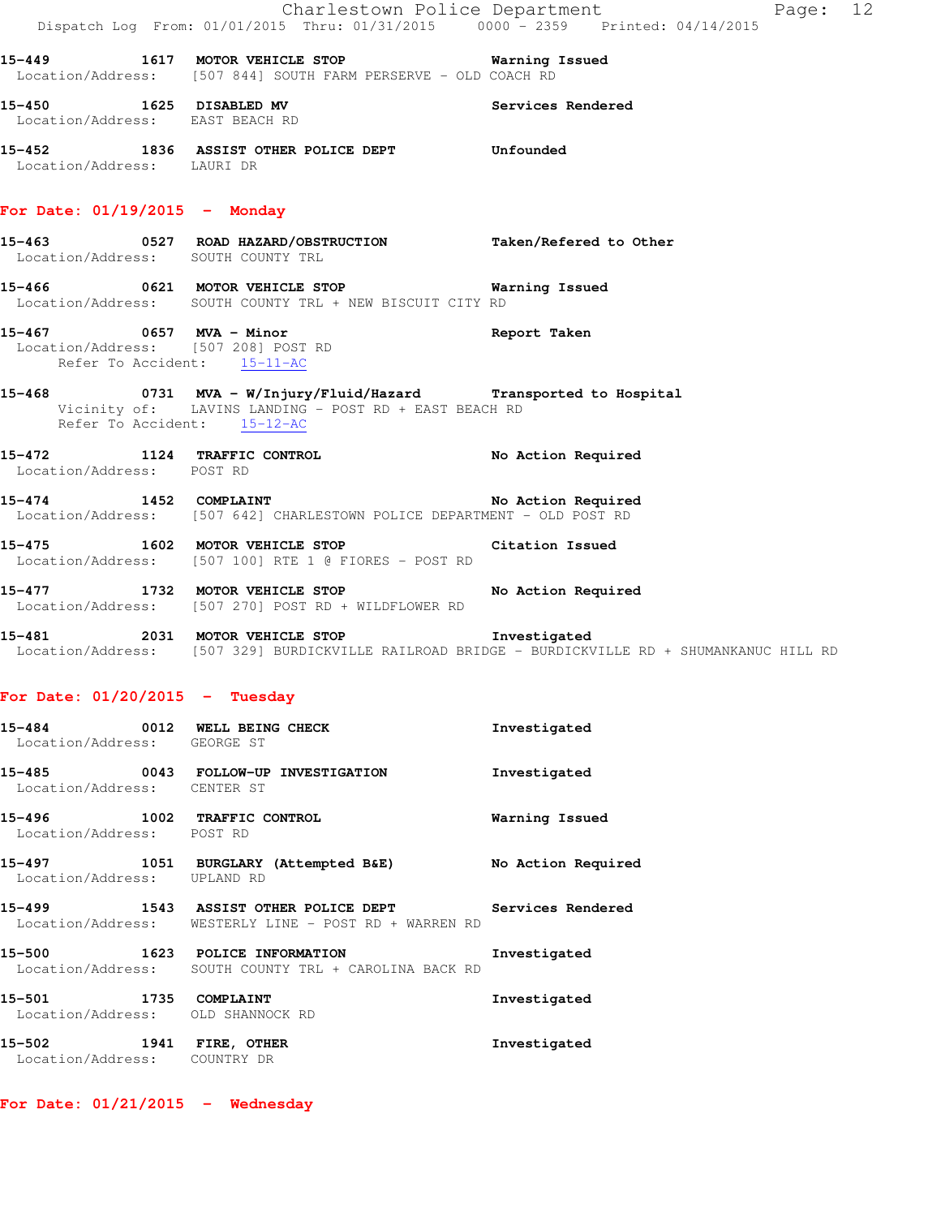15-449 1617 **MOTOR VEHICLE STOP** **Warning Issued**
Location/Address: [507 844] SOUTH FARM PERSERVE - OLD COACH RD

15-450 1625 **DISABLED MV** **Services Rendered**
Location/Address: EAST BEACH RD

15-452 1836 **ASSIST OTHER POLICE DEPT** **Unfounded**
Location/Address: LAURI DR

## For Date: 01/19/2015 - Monday

15-463 0527 **ROAD HAZARD/OBSTRUCTION** **Taken/Refered to Other**
Location/Address: SOUTH COUNTY TRL

15-466 0621 **MOTOR VEHICLE STOP** **Warning Issued**
Location/Address: SOUTH COUNTY TRL + NEW BISCUIT CITY RD

15-467 0657 **MVA - Minor** **Report Taken**
Location/Address: [507 208] POST RD
Refer To Accident: 15-11-AC

15-468 0731 **MVA - W/Injury/Fluid/Hazard** **Transported to Hospital**
Vicinity of: LAVINS LANDING - POST RD + EAST BEACH RD
Refer To Accident: 15-12-AC

15-472 1124 **TRAFFIC CONTROL** **No Action Required**
Location/Address: POST RD

15-474 1452 **COMPLAINT** **No Action Required**
Location/Address: [507 642] CHARLESTOWN POLICE DEPARTMENT - OLD POST RD

15-475 1602 **MOTOR VEHICLE STOP** **Citation Issued**
Location/Address: [507 100] RTE 1 @ FIORES - POST RD

15-477 1732 **MOTOR VEHICLE STOP** **No Action Required**
Location/Address: [507 270] POST RD + WILDFLOWER RD

15-481 2031 **MOTOR VEHICLE STOP** **Investigated**
Location/Address: [507 329] BURDICKVILLE RAILROAD BRIDGE - BURDICKVILLE RD + SHUMANKANUC HILL RD

## For Date: 01/20/2015 - Tuesday

15-484 0012 **WELL BEING CHECK** **Investigated**
Location/Address: GEORGE ST

15-485 0043 **FOLLOW-UP INVESTIGATION** **Investigated**
Location/Address: CENTER ST

15-496 1002 **TRAFFIC CONTROL** **Warning Issued**
Location/Address: POST RD

15-497 1051 **BURGLARY (Attempted B&E)** **No Action Required**
Location/Address: UPLAND RD

15-499 1543 **ASSIST OTHER POLICE DEPT** **Services Rendered**
Location/Address: WESTERLY LINE - POST RD + WARREN RD

15-500 1623 **POLICE INFORMATION** **Investigated**
Location/Address: SOUTH COUNTY TRL + CAROLINA BACK RD

15-501 1735 **COMPLAINT** **Investigated**
Location/Address: OLD SHANNOCK RD

15-502 1941 **FIRE, OTHER** **Investigated**
Location/Address: COUNTRY DR

## For Date: 01/21/2015 - Wednesday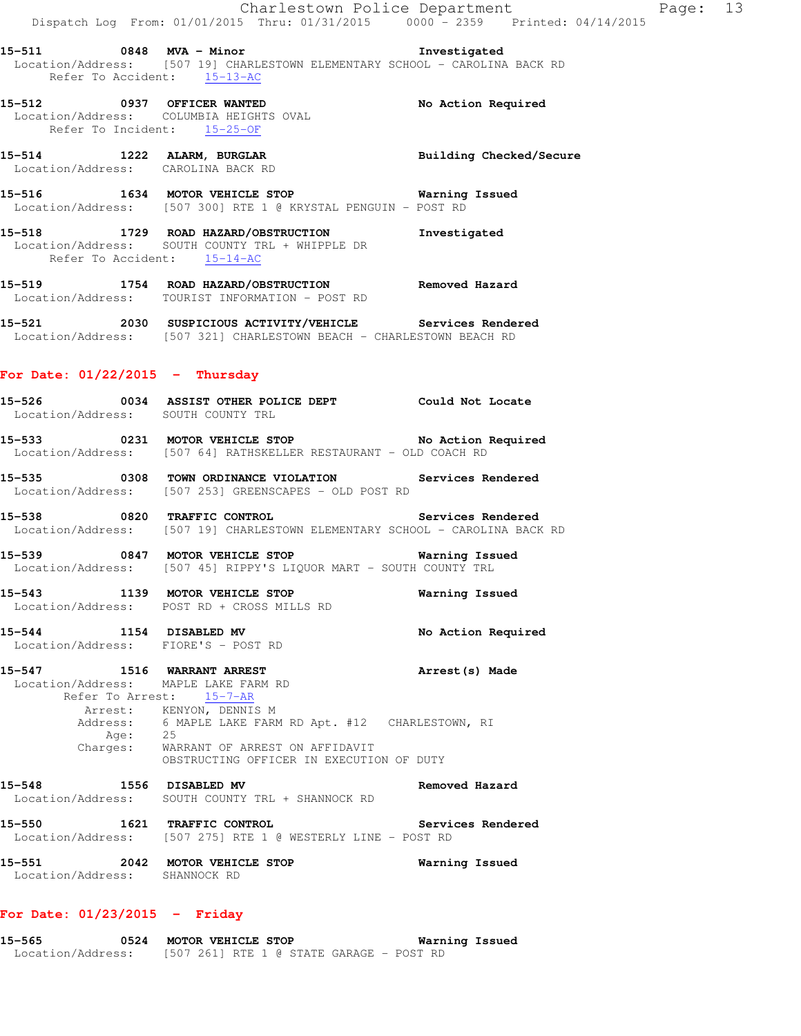**15-511** 0848 **MVA - Minor** **Investigated**
Location/Address: [507 19] CHARLESTOWN ELEMENTARY SCHOOL - CAROLINA BACK RD
Refer To Accident: 15-13-AC

**15-512** 0937 **OFFICER WANTED** **No Action Required**
Location/Address: COLUMBIA HEIGHTS OVAL
Refer To Incident: 15-25-OF

**15-514** 1222 **ALARM, BURGLAR** **Building Checked/Secure**
Location/Address: CAROLINA BACK RD

**15-516** 1634 **MOTOR VEHICLE STOP** **Warning Issued**
Location/Address: [507 300] RTE 1 @ KRYSTAL PENGUIN - POST RD

**15-518** 1729 **ROAD HAZARD/OBSTRUCTION** **Investigated**
Location/Address: SOUTH COUNTY TRL + WHIPPLE DR
Refer To Accident: 15-14-AC

**15-519** 1754 **ROAD HAZARD/OBSTRUCTION** **Removed Hazard**
Location/Address: TOURIST INFORMATION - POST RD

**15-521** 2030 **SUSPICIOUS ACTIVITY/VEHICLE** **Services Rendered**
Location/Address: [507 321] CHARLESTOWN BEACH - CHARLESTOWN BEACH RD

## For Date: 01/22/2015 - Thursday

**15-526** 0034 **ASSIST OTHER POLICE DEPT** **Could Not Locate**
Location/Address: SOUTH COUNTY TRL

**15-533** 0231 **MOTOR VEHICLE STOP** **No Action Required**
Location/Address: [507 64] RATHSKELLER RESTAURANT - OLD COACH RD

**15-535** 0308 **TOWN ORDINANCE VIOLATION** **Services Rendered**
Location/Address: [507 253] GREENSCAPES - OLD POST RD

**15-538** 0820 **TRAFFIC CONTROL** **Services Rendered**
Location/Address: [507 19] CHARLESTOWN ELEMENTARY SCHOOL - CAROLINA BACK RD

**15-539** 0847 **MOTOR VEHICLE STOP** **Warning Issued**
Location/Address: [507 45] RIPPY'S LIQUOR MART - SOUTH COUNTY TRL

**15-543** 1139 **MOTOR VEHICLE STOP** **Warning Issued**
Location/Address: POST RD + CROSS MILLS RD

**15-544** 1154 **DISABLED MV** **No Action Required**
Location/Address: FIORE'S - POST RD

**15-547** 1516 **WARRANT ARREST** **Arrest(s) Made**
Location/Address: MAPLE LAKE FARM RD
Refer To Arrest: 15-7-AR
Arrest: KENYON, DENNIS M
Address: 6 MAPLE LAKE FARM RD Apt. #12 CHARLESTOWN, RI
Age: 25
Charges: WARRANT OF ARREST ON AFFIDAVIT
OBSTRUCTING OFFICER IN EXECUTION OF DUTY

**15-548** 1556 **DISABLED MV** **Removed Hazard**
Location/Address: SOUTH COUNTY TRL + SHANNOCK RD

**15-550** 1621 **TRAFFIC CONTROL** **Services Rendered**
Location/Address: [507 275] RTE 1 @ WESTERLY LINE - POST RD

**15-551** 2042 **MOTOR VEHICLE STOP** **Warning Issued**
Location/Address: SHANNOCK RD

## For Date: 01/23/2015 - Friday

**15-565** 0524 **MOTOR VEHICLE STOP** **Warning Issued**
Location/Address: [507 261] RTE 1 @ STATE GARAGE - POST RD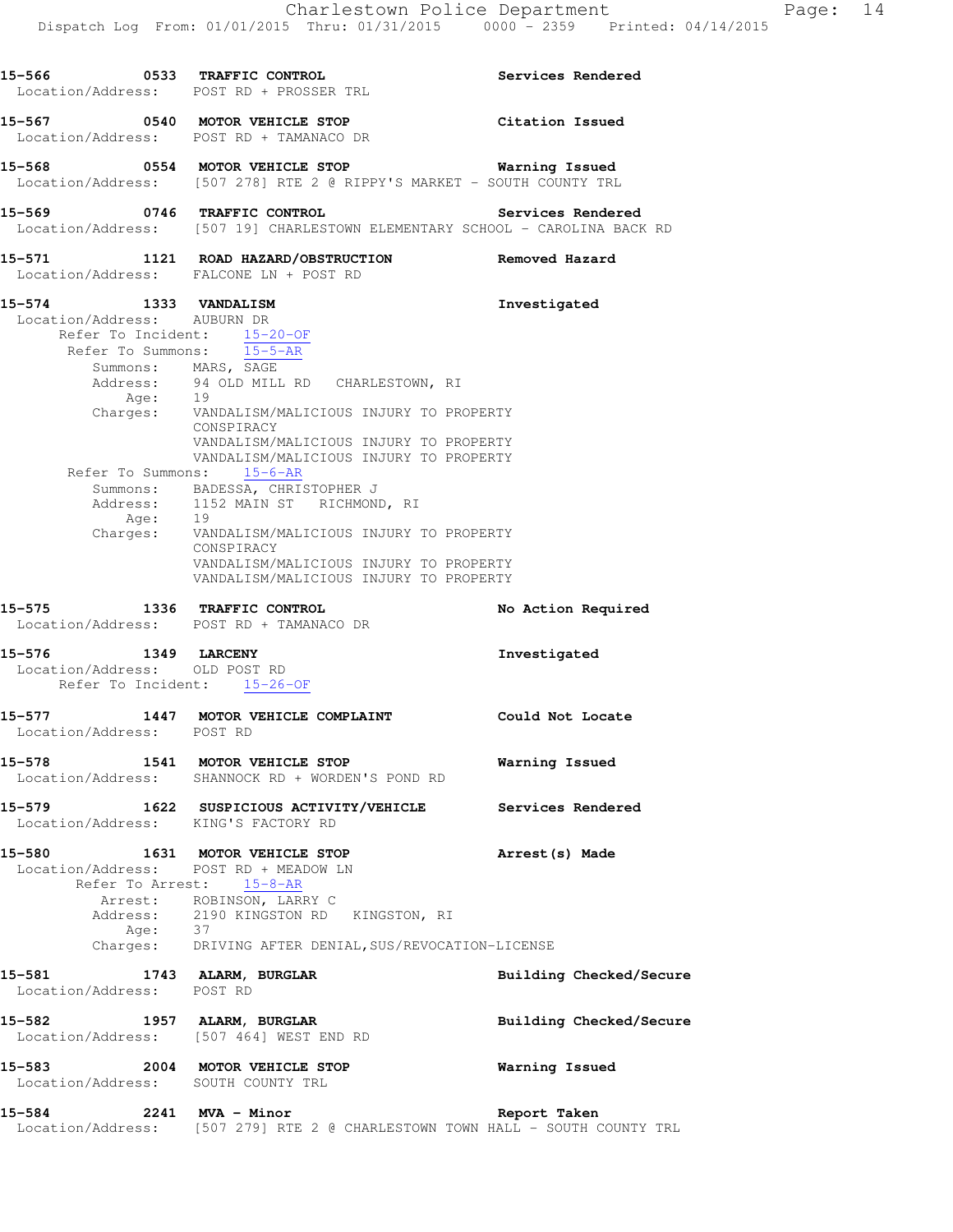**15-566 0533 TRAFFIC CONTROL** Services Rendered
Location/Address: POST RD + PROSSER TRL

**15-567 0540 MOTOR VEHICLE STOP** Citation Issued
Location/Address: POST RD + TAMANACO DR

**15-568 0554 MOTOR VEHICLE STOP** Warning Issued
Location/Address: [507 278] RTE 2 @ RIPPY'S MARKET - SOUTH COUNTY TRL

**15-569 0746 TRAFFIC CONTROL** Services Rendered
Location/Address: [507 19] CHARLESTOWN ELEMENTARY SCHOOL - CAROLINA BACK RD

**15-571 1121 ROAD HAZARD/OBSTRUCTION** Removed Hazard
Location/Address: FALCONE LN + POST RD

**15-574 1333 VANDALISM** Investigated
Location/Address: AUBURN DR
Refer To Incident: 15-20-OF
Refer To Summons: 15-5-AR
Summons: MARS, SAGE
Address: 94 OLD MILL RD CHARLESTOWN, RI
Age: 19
Charges: VANDALISM/MALICIOUS INJURY TO PROPERTY
CONSPIRACY
VANDALISM/MALICIOUS INJURY TO PROPERTY
VANDALISM/MALICIOUS INJURY TO PROPERTY
Refer To Summons: 15-6-AR
Summons: BADESSA, CHRISTOPHER J
Address: 1152 MAIN ST RICHMOND, RI
Age: 19
Charges: VANDALISM/MALICIOUS INJURY TO PROPERTY
CONSPIRACY
VANDALISM/MALICIOUS INJURY TO PROPERTY
VANDALISM/MALICIOUS INJURY TO PROPERTY

**15-575 1336 TRAFFIC CONTROL** No Action Required
Location/Address: POST RD + TAMANACO DR

**15-576 1349 LARCENY** Investigated
Location/Address: OLD POST RD
Refer To Incident: 15-26-OF

**15-577 1447 MOTOR VEHICLE COMPLAINT** Could Not Locate
Location/Address: POST RD

**15-578 1541 MOTOR VEHICLE STOP** Warning Issued
Location/Address: SHANNOCK RD + WORDEN'S POND RD

**15-579 1622 SUSPICIOUS ACTIVITY/VEHICLE** Services Rendered
Location/Address: KING'S FACTORY RD

**15-580 1631 MOTOR VEHICLE STOP** Arrest(s) Made
Location/Address: POST RD + MEADOW LN
Refer To Arrest: 15-8-AR
Arrest: ROBINSON, LARRY C
Address: 2190 KINGSTON RD KINGSTON, RI
Age: 37
Charges: DRIVING AFTER DENIAL,SUS/REVOCATION-LICENSE

**15-581 1743 ALARM, BURGLAR** Building Checked/Secure
Location/Address: POST RD

**15-582 1957 ALARM, BURGLAR** Building Checked/Secure
Location/Address: [507 464] WEST END RD

**15-583 2004 MOTOR VEHICLE STOP** Warning Issued
Location/Address: SOUTH COUNTY TRL

**15-584 2241 MVA - Minor** Report Taken
Location/Address: [507 279] RTE 2 @ CHARLESTOWN TOWN HALL - SOUTH COUNTY TRL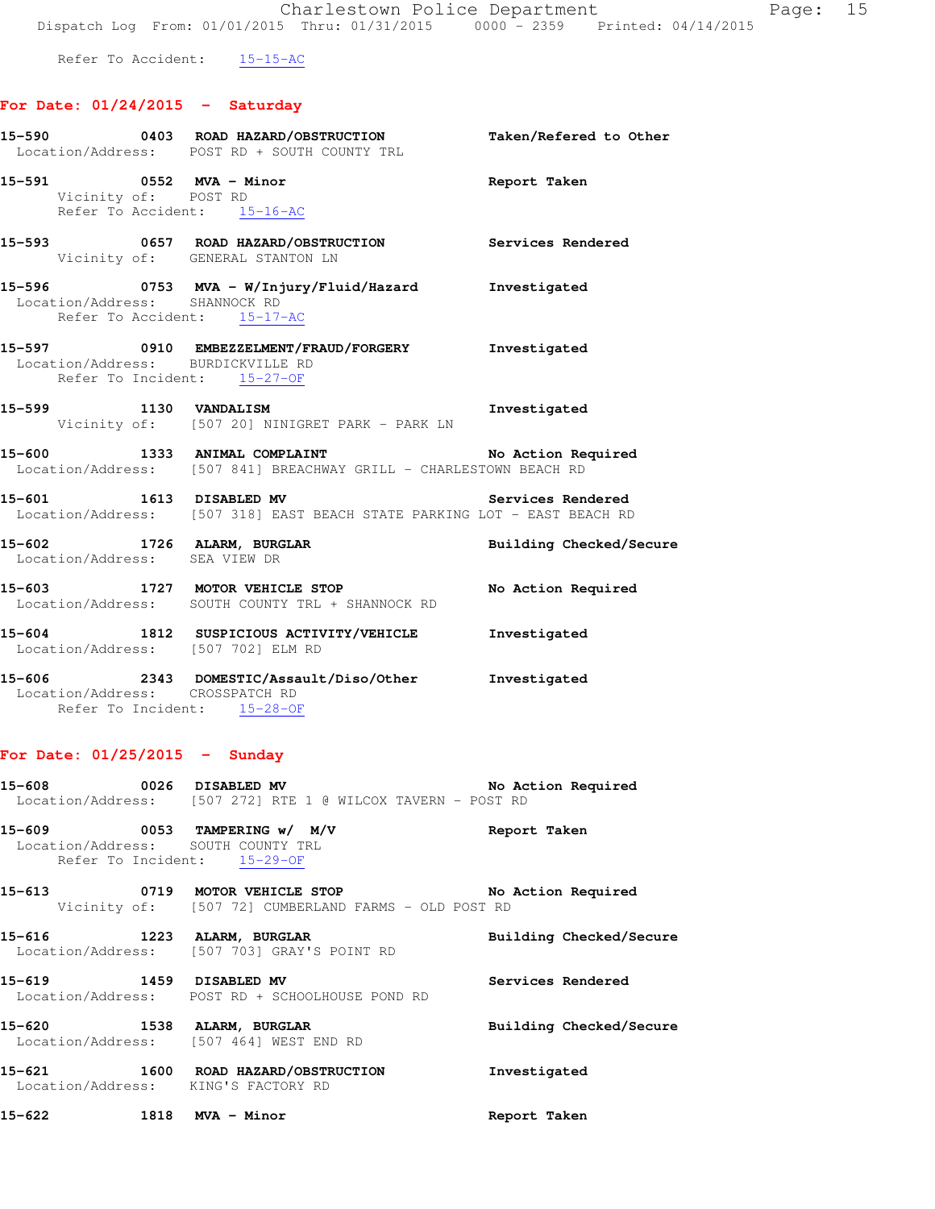Refer To Accident: 15-15-AC

## For Date: 01/24/2015 - Saturday

**15-590** 0403 **ROAD HAZARD/OBSTRUCTION** Taken/Refered to Other
Location/Address: POST RD + SOUTH COUNTY TRL

**15-591** 0552 **MVA - Minor** Report Taken
Vicinity of: POST RD
Refer To Accident: 15-16-AC

**15-593** 0657 **ROAD HAZARD/OBSTRUCTION** Services Rendered
Vicinity of: GENERAL STANTON LN

**15-596** 0753 **MVA - W/Injury/Fluid/Hazard** Investigated
Location/Address: SHANNOCK RD
Refer To Accident: 15-17-AC

**15-597** 0910 **EMBEZZELMENT/FRAUD/FORGERY** Investigated
Location/Address: BURDICKVILLE RD
Refer To Incident: 15-27-OF

**15-599** 1130 **VANDALISM** Investigated
Vicinity of: [507 20] NINIGRET PARK - PARK LN

**15-600** 1333 **ANIMAL COMPLAINT** No Action Required
Location/Address: [507 841] BREACHWAY GRILL - CHARLESTOWN BEACH RD

**15-601** 1613 **DISABLED MV** Services Rendered
Location/Address: [507 318] EAST BEACH STATE PARKING LOT - EAST BEACH RD

**15-602** 1726 **ALARM, BURGLAR** Building Checked/Secure
Location/Address: SEA VIEW DR

**15-603** 1727 **MOTOR VEHICLE STOP** No Action Required
Location/Address: SOUTH COUNTY TRL + SHANNOCK RD

**15-604** 1812 **SUSPICIOUS ACTIVITY/VEHICLE** Investigated
Location/Address: [507 702] ELM RD

**15-606** 2343 **DOMESTIC/Assault/Diso/Other** Investigated
Location/Address: CROSSPATCH RD
Refer To Incident: 15-28-OF

## For Date: 01/25/2015 - Sunday

**15-608** 0026 **DISABLED MV** No Action Required
Location/Address: [507 272] RTE 1 @ WILCOX TAVERN - POST RD

**15-609** 0053 **TAMPERING w/ M/V** Report Taken
Location/Address: SOUTH COUNTY TRL
Refer To Incident: 15-29-OF

**15-613** 0719 **MOTOR VEHICLE STOP** No Action Required
Vicinity of: [507 72] CUMBERLAND FARMS - OLD POST RD

**15-616** 1223 **ALARM, BURGLAR** Building Checked/Secure
Location/Address: [507 703] GRAY'S POINT RD

**15-619** 1459 **DISABLED MV** Services Rendered
Location/Address: POST RD + SCHOOLHOUSE POND RD

**15-620** 1538 **ALARM, BURGLAR** Building Checked/Secure
Location/Address: [507 464] WEST END RD

**15-621** 1600 **ROAD HAZARD/OBSTRUCTION** Investigated
Location/Address: KING'S FACTORY RD

**15-622** 1818 **MVA - Minor** Report Taken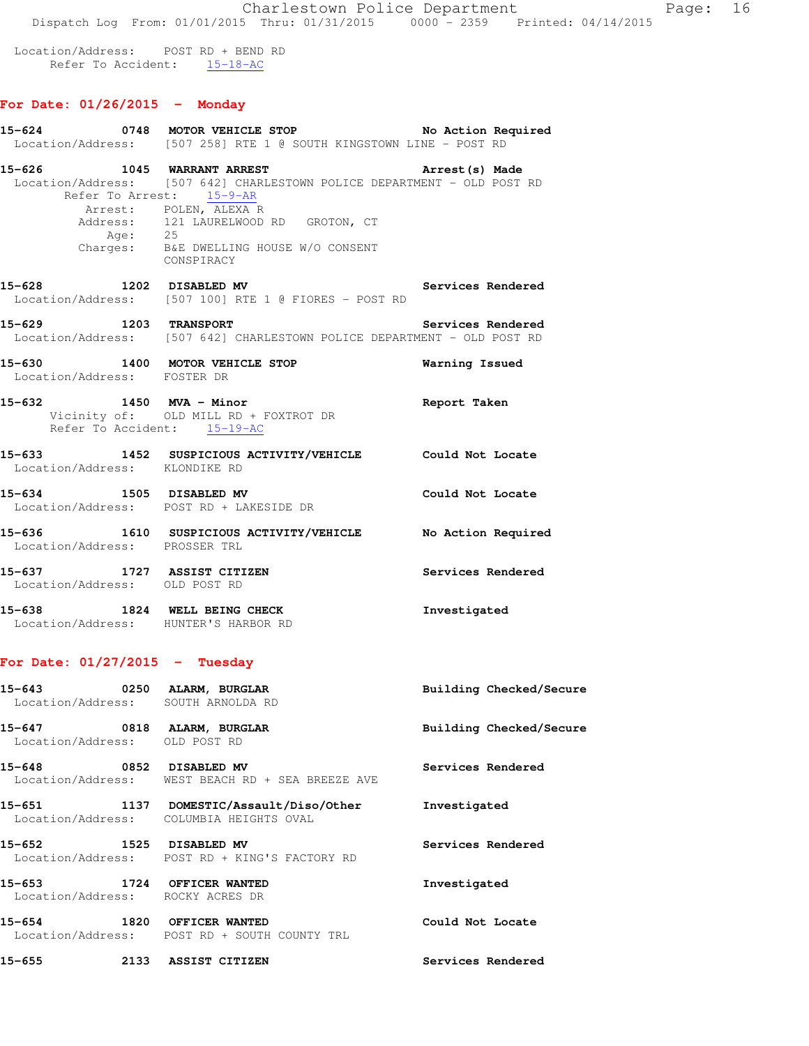Location/Address: POST RD + BEND RD
Refer To Accident: 15-18-AC

## For Date: 01/26/2015 - Monday

**15-624 0748 MOTOR VEHICLE STOP** — **No Action Required**
Location/Address: [507 258] RTE 1 @ SOUTH KINGSTOWN LINE - POST RD

**15-626 1045 WARRANT ARREST** — **Arrest(s) Made**
Location/Address: [507 642] CHARLESTOWN POLICE DEPARTMENT - OLD POST RD
Refer To Arrest: 15-9-AR
Arrest: POLEN, ALEXA R
Address: 121 LAURELWOOD RD GROTON, CT
Age: 25
Charges: B&E DWELLING HOUSE W/O CONSENT
CONSPIRACY

**15-628 1202 DISABLED MV** — **Services Rendered**
Location/Address: [507 100] RTE 1 @ FIORES - POST RD

**15-629 1203 TRANSPORT** — **Services Rendered**
Location/Address: [507 642] CHARLESTOWN POLICE DEPARTMENT - OLD POST RD

**15-630 1400 MOTOR VEHICLE STOP** — **Warning Issued**
Location/Address: FOSTER DR

**15-632 1450 MVA - Minor** — **Report Taken**
Vicinity of: OLD MILL RD + FOXTROT DR
Refer To Accident: 15-19-AC

**15-633 1452 SUSPICIOUS ACTIVITY/VEHICLE** — **Could Not Locate**
Location/Address: KLONDIKE RD

**15-634 1505 DISABLED MV** — **Could Not Locate**
Location/Address: POST RD + LAKESIDE DR

**15-636 1610 SUSPICIOUS ACTIVITY/VEHICLE** — **No Action Required**
Location/Address: PROSSER TRL

**15-637 1727 ASSIST CITIZEN** — **Services Rendered**
Location/Address: OLD POST RD

**15-638 1824 WELL BEING CHECK** — **Investigated**
Location/Address: HUNTER'S HARBOR RD

## For Date: 01/27/2015 - Tuesday

**15-643 0250 ALARM, BURGLAR** — **Building Checked/Secure**
Location/Address: SOUTH ARNOLDA RD

**15-647 0818 ALARM, BURGLAR** — **Building Checked/Secure**
Location/Address: OLD POST RD

**15-648 0852 DISABLED MV** — **Services Rendered**
Location/Address: WEST BEACH RD + SEA BREEZE AVE

**15-651 1137 DOMESTIC/Assault/Diso/Other** — **Investigated**
Location/Address: COLUMBIA HEIGHTS OVAL

**15-652 1525 DISABLED MV** — **Services Rendered**
Location/Address: POST RD + KING'S FACTORY RD

**15-653 1724 OFFICER WANTED** — **Investigated**
Location/Address: ROCKY ACRES DR

**15-654 1820 OFFICER WANTED** — **Could Not Locate**
Location/Address: POST RD + SOUTH COUNTY TRL

**15-655 2133 ASSIST CITIZEN** — **Services Rendered**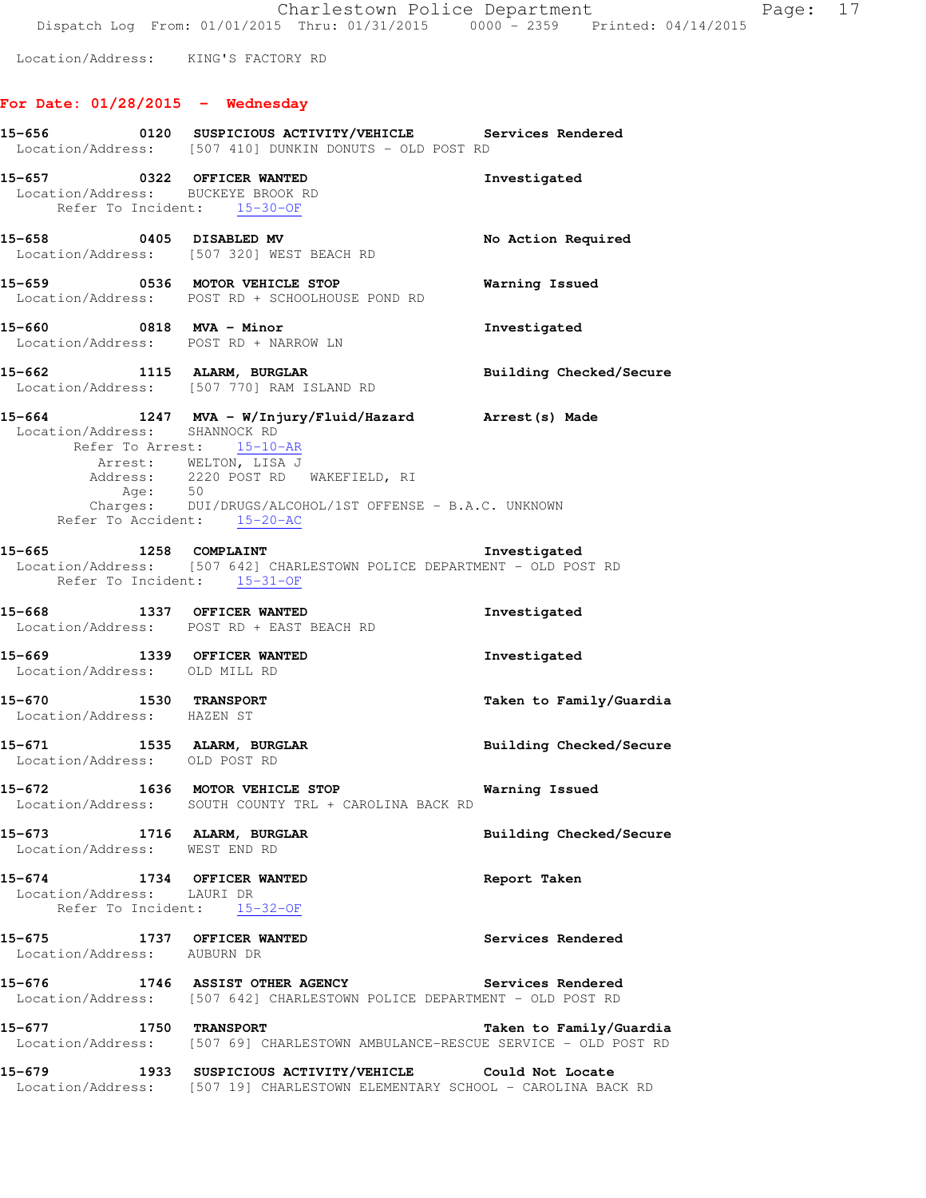Location/Address: KING'S FACTORY RD

**For Date: 01/28/2015 - Wednesday**

**15-656 0120 SUSPICIOUS ACTIVITY/VEHICLE** Services Rendered
Location/Address: [507 410] DUNKIN DONUTS - OLD POST RD

**15-657 0322 OFFICER WANTED** Investigated
Location/Address: BUCKEYE BROOK RD
Refer To Incident: 15-30-OF

**15-658 0405 DISABLED MV** No Action Required
Location/Address: [507 320] WEST BEACH RD

**15-659 0536 MOTOR VEHICLE STOP** Warning Issued
Location/Address: POST RD + SCHOOLHOUSE POND RD

**15-660 0818 MVA - Minor** Investigated
Location/Address: POST RD + NARROW LN

**15-662 1115 ALARM, BURGLAR** Building Checked/Secure
Location/Address: [507 770] RAM ISLAND RD

**15-664 1247 MVA - W/Injury/Fluid/Hazard** Arrest(s) Made
Location/Address: SHANNOCK RD
Refer To Arrest: 15-10-AR
Arrest: WELTON, LISA J
Address: 2220 POST RD WAKEFIELD, RI
Age: 50
Charges: DUI/DRUGS/ALCOHOL/1ST OFFENSE - B.A.C. UNKNOWN
Refer To Accident: 15-20-AC

**15-665 1258 COMPLAINT** Investigated
Location/Address: [507 642] CHARLESTOWN POLICE DEPARTMENT - OLD POST RD
Refer To Incident: 15-31-OF

**15-668 1337 OFFICER WANTED** Investigated
Location/Address: POST RD + EAST BEACH RD

**15-669 1339 OFFICER WANTED** Investigated
Location/Address: OLD MILL RD

**15-670 1530 TRANSPORT** Taken to Family/Guardia
Location/Address: HAZEN ST

**15-671 1535 ALARM, BURGLAR** Building Checked/Secure
Location/Address: OLD POST RD

**15-672 1636 MOTOR VEHICLE STOP** Warning Issued
Location/Address: SOUTH COUNTY TRL + CAROLINA BACK RD

**15-673 1716 ALARM, BURGLAR** Building Checked/Secure
Location/Address: WEST END RD

**15-674 1734 OFFICER WANTED** Report Taken
Location/Address: LAURI DR
Refer To Incident: 15-32-OF

**15-675 1737 OFFICER WANTED** Services Rendered
Location/Address: AUBURN DR

**15-676 1746 ASSIST OTHER AGENCY** Services Rendered
Location/Address: [507 642] CHARLESTOWN POLICE DEPARTMENT - OLD POST RD

**15-677 1750 TRANSPORT** Taken to Family/Guardia
Location/Address: [507 69] CHARLESTOWN AMBULANCE-RESCUE SERVICE - OLD POST RD

**15-679 1933 SUSPICIOUS ACTIVITY/VEHICLE** Could Not Locate
Location/Address: [507 19] CHARLESTOWN ELEMENTARY SCHOOL - CAROLINA BACK RD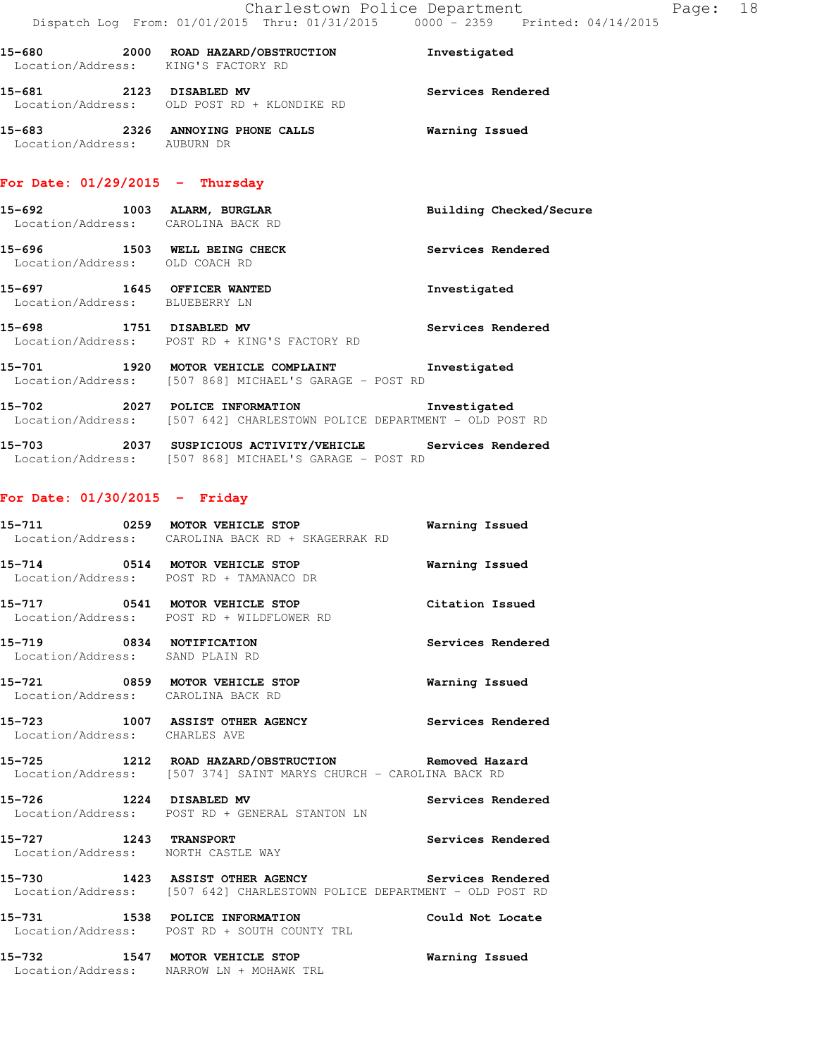15-680 2000 **ROAD HAZARD/OBSTRUCTION** Investigated
Location/Address: KING'S FACTORY RD

15-681 2123 **DISABLED MV** Services Rendered
Location/Address: OLD POST RD + KLONDIKE RD

15-683 2326 **ANNOYING PHONE CALLS** Warning Issued
Location/Address: AUBURN DR

## For Date: 01/29/2015 - Thursday

15-692 1003 **ALARM, BURGLAR** Building Checked/Secure
Location/Address: CAROLINA BACK RD

15-696 1503 **WELL BEING CHECK** Services Rendered
Location/Address: OLD COACH RD

15-697 1645 **OFFICER WANTED** Investigated
Location/Address: BLUEBERRY LN

15-698 1751 **DISABLED MV** Services Rendered
Location/Address: POST RD + KING'S FACTORY RD

15-701 1920 **MOTOR VEHICLE COMPLAINT** Investigated
Location/Address: [507 868] MICHAEL'S GARAGE - POST RD

15-702 2027 **POLICE INFORMATION** Investigated
Location/Address: [507 642] CHARLESTOWN POLICE DEPARTMENT - OLD POST RD

15-703 2037 **SUSPICIOUS ACTIVITY/VEHICLE** Services Rendered
Location/Address: [507 868] MICHAEL'S GARAGE - POST RD

## For Date: 01/30/2015 - Friday

15-711 0259 **MOTOR VEHICLE STOP** Warning Issued
Location/Address: CAROLINA BACK RD + SKAGERRAK RD

15-714 0514 **MOTOR VEHICLE STOP** Warning Issued
Location/Address: POST RD + TAMANACO DR

15-717 0541 **MOTOR VEHICLE STOP** Citation Issued
Location/Address: POST RD + WILDFLOWER RD

15-719 0834 **NOTIFICATION** Services Rendered
Location/Address: SAND PLAIN RD

15-721 0859 **MOTOR VEHICLE STOP** Warning Issued
Location/Address: CAROLINA BACK RD

15-723 1007 **ASSIST OTHER AGENCY** Services Rendered
Location/Address: CHARLES AVE

15-725 1212 **ROAD HAZARD/OBSTRUCTION** Removed Hazard
Location/Address: [507 374] SAINT MARYS CHURCH - CAROLINA BACK RD

15-726 1224 **DISABLED MV** Services Rendered
Location/Address: POST RD + GENERAL STANTON LN

15-727 1243 **TRANSPORT** Services Rendered
Location/Address: NORTH CASTLE WAY

15-730 1423 **ASSIST OTHER AGENCY** Services Rendered
Location/Address: [507 642] CHARLESTOWN POLICE DEPARTMENT - OLD POST RD

15-731 1538 **POLICE INFORMATION** Could Not Locate
Location/Address: POST RD + SOUTH COUNTY TRL

15-732 1547 **MOTOR VEHICLE STOP** Warning Issued
Location/Address: NARROW LN + MOHAWK TRL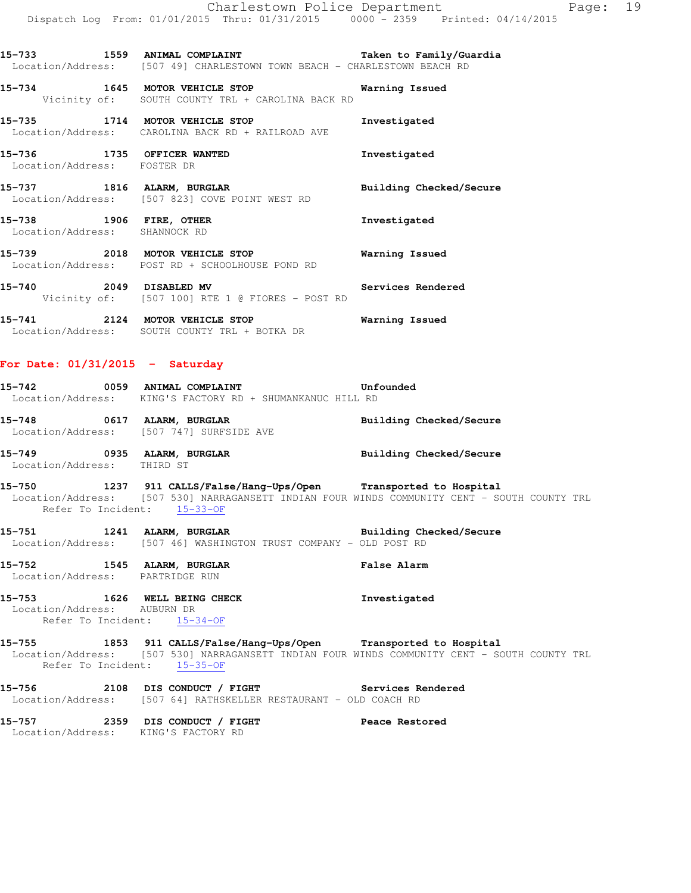15-733 1559 **ANIMAL COMPLAINT** Taken to Family/Guardia
Location/Address: [507 49] CHARLESTOWN TOWN BEACH - CHARLESTOWN BEACH RD

15-734 1645 **MOTOR VEHICLE STOP** Warning Issued
Vicinity of: SOUTH COUNTY TRL + CAROLINA BACK RD

15-735 1714 **MOTOR VEHICLE STOP** Investigated
Location/Address: CAROLINA BACK RD + RAILROAD AVE

15-736 1735 **OFFICER WANTED** Investigated
Location/Address: FOSTER DR

15-737 1816 **ALARM, BURGLAR** Building Checked/Secure
Location/Address: [507 823] COVE POINT WEST RD

15-738 1906 **FIRE, OTHER** Investigated
Location/Address: SHANNOCK RD

15-739 2018 **MOTOR VEHICLE STOP** Warning Issued
Location/Address: POST RD + SCHOOLHOUSE POND RD

15-740 2049 **DISABLED MV** Services Rendered
Vicinity of: [507 100] RTE 1 @ FIORES - POST RD

15-741 2124 **MOTOR VEHICLE STOP** Warning Issued
Location/Address: SOUTH COUNTY TRL + BOTKA DR

## For Date: 01/31/2015 - Saturday

15-742 0059 **ANIMAL COMPLAINT** Unfounded
Location/Address: KING'S FACTORY RD + SHUMANKANUC HILL RD

15-748 0617 **ALARM, BURGLAR** Building Checked/Secure
Location/Address: [507 747] SURFSIDE AVE

15-749 0935 **ALARM, BURGLAR** Building Checked/Secure
Location/Address: THIRD ST

15-750 1237 **911 CALLS/False/Hang-Ups/Open** Transported to Hospital
Location/Address: [507 530] NARRAGANSETT INDIAN FOUR WINDS COMMUNITY CENT - SOUTH COUNTY TRL
Refer To Incident: 15-33-OF

15-751 1241 **ALARM, BURGLAR** Building Checked/Secure
Location/Address: [507 46] WASHINGTON TRUST COMPANY - OLD POST RD

15-752 1545 **ALARM, BURGLAR** False Alarm
Location/Address: PARTRIDGE RUN

15-753 1626 **WELL BEING CHECK** Investigated
Location/Address: AUBURN DR
Refer To Incident: 15-34-OF

15-755 1853 **911 CALLS/False/Hang-Ups/Open** Transported to Hospital
Location/Address: [507 530] NARRAGANSETT INDIAN FOUR WINDS COMMUNITY CENT - SOUTH COUNTY TRL
Refer To Incident: 15-35-OF

15-756 2108 **DIS CONDUCT / FIGHT** Services Rendered
Location/Address: [507 64] RATHSKELLER RESTAURANT - OLD COACH RD

15-757 2359 **DIS CONDUCT / FIGHT** Peace Restored
Location/Address: KING'S FACTORY RD